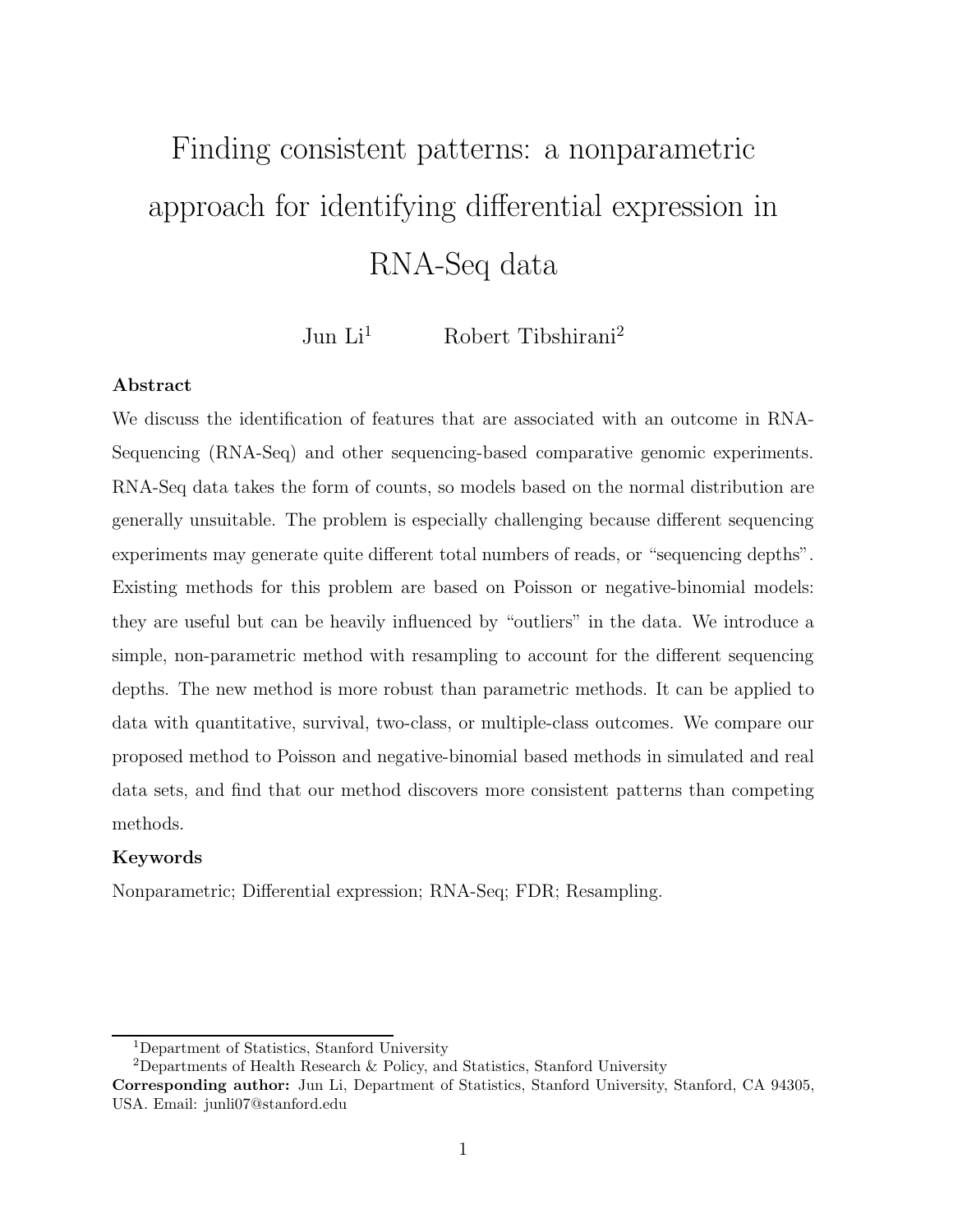# Finding consistent patterns: a nonparametric approach for identifying differential expression in RNA-Seq data

Jun Li[1]  Robert Tibshirani[2]

**Abstract**

We discuss the identification of features that are associated with an outcome in RNA-Sequencing (RNA-Seq) and other sequencing-based comparative genomic experiments. RNA-Seq data takes the form of counts, so models based on the normal distribution are generally unsuitable. The problem is especially challenging because different sequencing experiments may generate quite different total numbers of reads, or "sequencing depths". Existing methods for this problem are based on Poisson or negative-binomial models: they are useful but can be heavily influenced by "outliers" in the data. We introduce a simple, non-parametric method with resampling to account for the different sequencing depths. The new method is more robust than parametric methods. It can be applied to data with quantitative, survival, two-class, or multiple-class outcomes. We compare our proposed method to Poisson and negative-binomial based methods in simulated and real data sets, and find that our method discovers more consistent patterns than competing methods.

**Keywords**

Nonparametric; Differential expression; RNA-Seq; FDR; Resampling.

---

[1]Department of Statistics, Stanford University

[2]Departments of Health Research & Policy, and Statistics, Stanford University

**Corresponding author:** Jun Li, Department of Statistics, Stanford University, Stanford, CA 94305, USA. Email: junli07@stanford.edu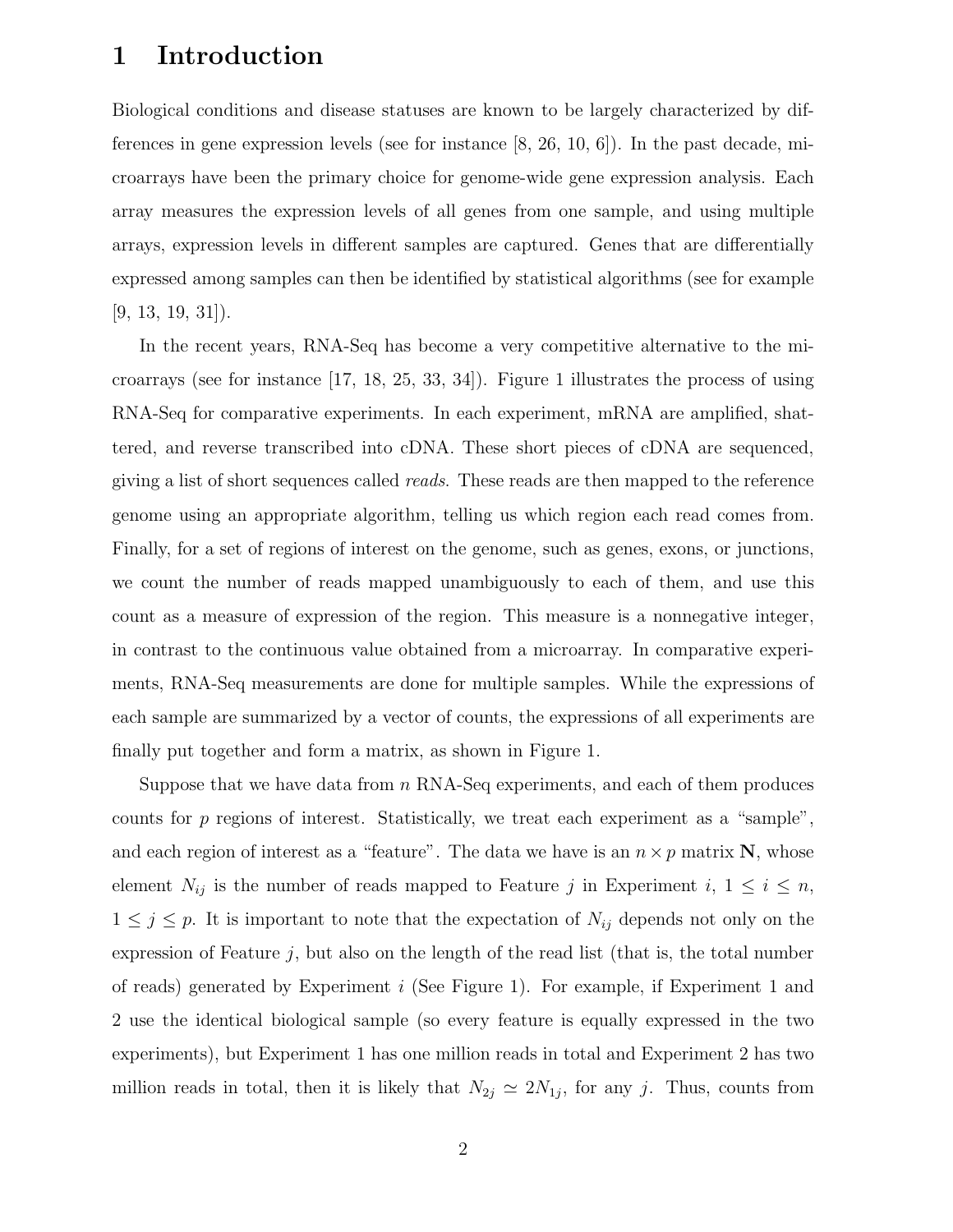# 1 Introduction

Biological conditions and disease statuses are known to be largely characterized by differences in gene expression levels (see for instance [8, 26, 10, 6]). In the past decade, microarrays have been the primary choice for genome-wide gene expression analysis. Each array measures the expression levels of all genes from one sample, and using multiple arrays, expression levels in different samples are captured. Genes that are differentially expressed among samples can then be identified by statistical algorithms (see for example [9, 13, 19, 31]).

In the recent years, RNA-Seq has become a very competitive alternative to the microarrays (see for instance [17, 18, 25, 33, 34]). Figure 1 illustrates the process of using RNA-Seq for comparative experiments. In each experiment, mRNA are amplified, shattered, and reverse transcribed into cDNA. These short pieces of cDNA are sequenced, giving a list of short sequences called *reads*. These reads are then mapped to the reference genome using an appropriate algorithm, telling us which region each read comes from. Finally, for a set of regions of interest on the genome, such as genes, exons, or junctions, we count the number of reads mapped unambiguously to each of them, and use this count as a measure of expression of the region. This measure is a nonnegative integer, in contrast to the continuous value obtained from a microarray. In comparative experiments, RNA-Seq measurements are done for multiple samples. While the expressions of each sample are summarized by a vector of counts, the expressions of all experiments are finally put together and form a matrix, as shown in Figure 1.

Suppose that we have data from $n$ RNA-Seq experiments, and each of them produces counts for $p$ regions of interest. Statistically, we treat each experiment as a "sample", and each region of interest as a "feature". The data we have is an $n \times p$ matrix $\mathbf{N}$, whose element $N_{ij}$ is the number of reads mapped to Feature $j$ in Experiment $i$, $1 \leq i \leq n$, $1 \leq j \leq p$. It is important to note that the expectation of $N_{ij}$ depends not only on the expression of Feature $j$, but also on the length of the read list (that is, the total number of reads) generated by Experiment $i$ (See Figure 1). For example, if Experiment 1 and 2 use the identical biological sample (so every feature is equally expressed in the two experiments), but Experiment 1 has one million reads in total and Experiment 2 has two million reads in total, then it is likely that $N_{2j} \simeq 2N_{1j}$, for any $j$. Thus, counts from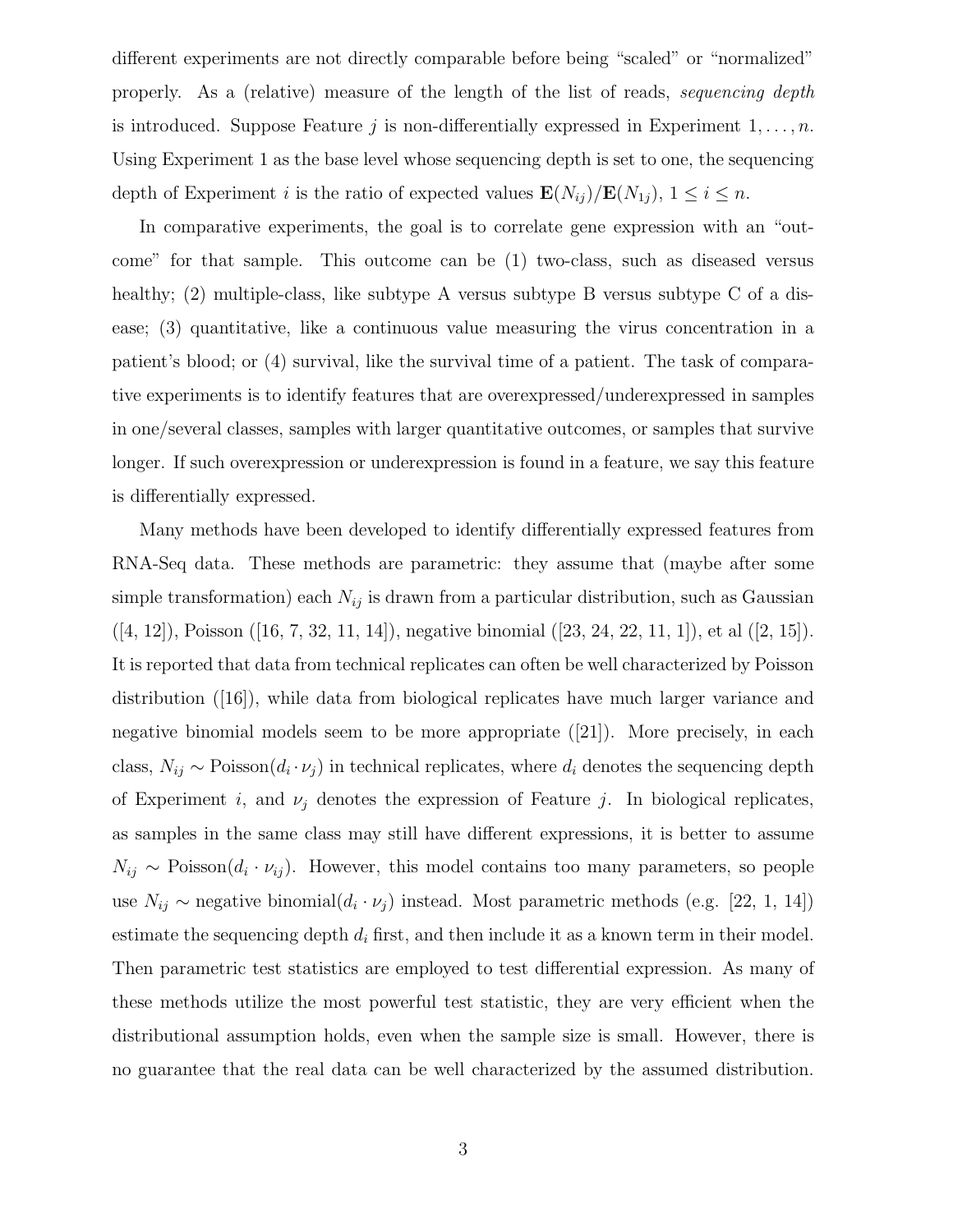different experiments are not directly comparable before being "scaled" or "normalized" properly. As a (relative) measure of the length of the list of reads, *sequencing depth* is introduced. Suppose Feature $j$ is non-differentially expressed in Experiment $1, \ldots, n$. Using Experiment 1 as the base level whose sequencing depth is set to one, the sequencing depth of Experiment $i$ is the ratio of expected values $\mathbf{E}(N_{ij})/\mathbf{E}(N_{1j})$, $1 \leq i \leq n$.

In comparative experiments, the goal is to correlate gene expression with an "outcome" for that sample. This outcome can be (1) two-class, such as diseased versus healthy; (2) multiple-class, like subtype A versus subtype B versus subtype C of a disease; (3) quantitative, like a continuous value measuring the virus concentration in a patient's blood; or (4) survival, like the survival time of a patient. The task of comparative experiments is to identify features that are overexpressed/underexpressed in samples in one/several classes, samples with larger quantitative outcomes, or samples that survive longer. If such overexpression or underexpression is found in a feature, we say this feature is differentially expressed.

Many methods have been developed to identify differentially expressed features from RNA-Seq data. These methods are parametric: they assume that (maybe after some simple transformation) each $N_{ij}$ is drawn from a particular distribution, such as Gaussian ([4, 12]), Poisson ([16, 7, 32, 11, 14]), negative binomial ([23, 24, 22, 11, 1]), et al ([2, 15]). It is reported that data from technical replicates can often be well characterized by Poisson distribution ([16]), while data from biological replicates have much larger variance and negative binomial models seem to be more appropriate ([21]). More precisely, in each class, $N_{ij} \sim \text{Poisson}(d_i \cdot \nu_j)$ in technical replicates, where $d_i$ denotes the sequencing depth of Experiment $i$, and $\nu_j$ denotes the expression of Feature $j$. In biological replicates, as samples in the same class may still have different expressions, it is better to assume $N_{ij} \sim \text{Poisson}(d_i \cdot \nu_{ij})$. However, this model contains too many parameters, so people use $N_{ij} \sim \text{negative binomial}(d_i \cdot \nu_j)$ instead. Most parametric methods (e.g. [22, 1, 14]) estimate the sequencing depth $d_i$ first, and then include it as a known term in their model. Then parametric test statistics are employed to test differential expression. As many of these methods utilize the most powerful test statistic, they are very efficient when the distributional assumption holds, even when the sample size is small. However, there is no guarantee that the real data can be well characterized by the assumed distribution.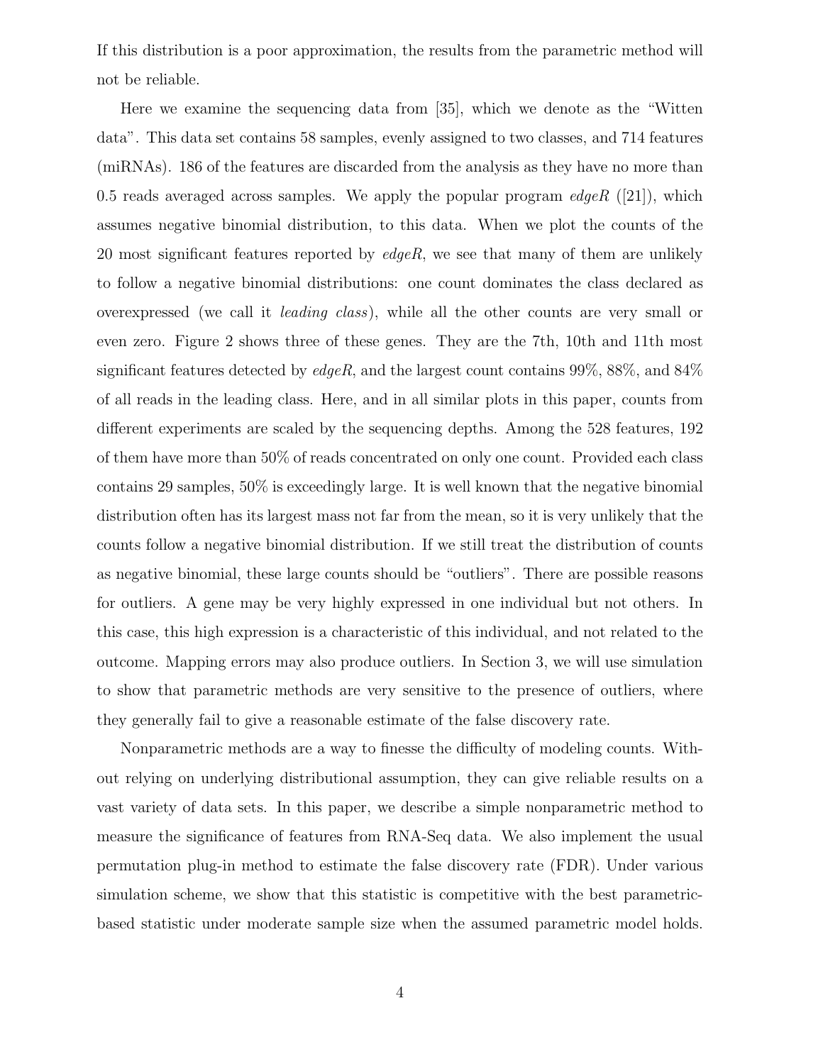If this distribution is a poor approximation, the results from the parametric method will not be reliable.

Here we examine the sequencing data from [35], which we denote as the "Witten data". This data set contains 58 samples, evenly assigned to two classes, and 714 features (miRNAs). 186 of the features are discarded from the analysis as they have no more than 0.5 reads averaged across samples. We apply the popular program *edgeR* ([21]), which assumes negative binomial distribution, to this data. When we plot the counts of the 20 most significant features reported by *edgeR*, we see that many of them are unlikely to follow a negative binomial distributions: one count dominates the class declared as overexpressed (we call it *leading class*), while all the other counts are very small or even zero. Figure 2 shows three of these genes. They are the 7th, 10th and 11th most significant features detected by *edgeR*, and the largest count contains 99%, 88%, and 84% of all reads in the leading class. Here, and in all similar plots in this paper, counts from different experiments are scaled by the sequencing depths. Among the 528 features, 192 of them have more than 50% of reads concentrated on only one count. Provided each class contains 29 samples, 50% is exceedingly large. It is well known that the negative binomial distribution often has its largest mass not far from the mean, so it is very unlikely that the counts follow a negative binomial distribution. If we still treat the distribution of counts as negative binomial, these large counts should be "outliers". There are possible reasons for outliers. A gene may be very highly expressed in one individual but not others. In this case, this high expression is a characteristic of this individual, and not related to the outcome. Mapping errors may also produce outliers. In Section 3, we will use simulation to show that parametric methods are very sensitive to the presence of outliers, where they generally fail to give a reasonable estimate of the false discovery rate.

Nonparametric methods are a way to finesse the difficulty of modeling counts. Without relying on underlying distributional assumption, they can give reliable results on a vast variety of data sets. In this paper, we describe a simple nonparametric method to measure the significance of features from RNA-Seq data. We also implement the usual permutation plug-in method to estimate the false discovery rate (FDR). Under various simulation scheme, we show that this statistic is competitive with the best parametric-based statistic under moderate sample size when the assumed parametric model holds.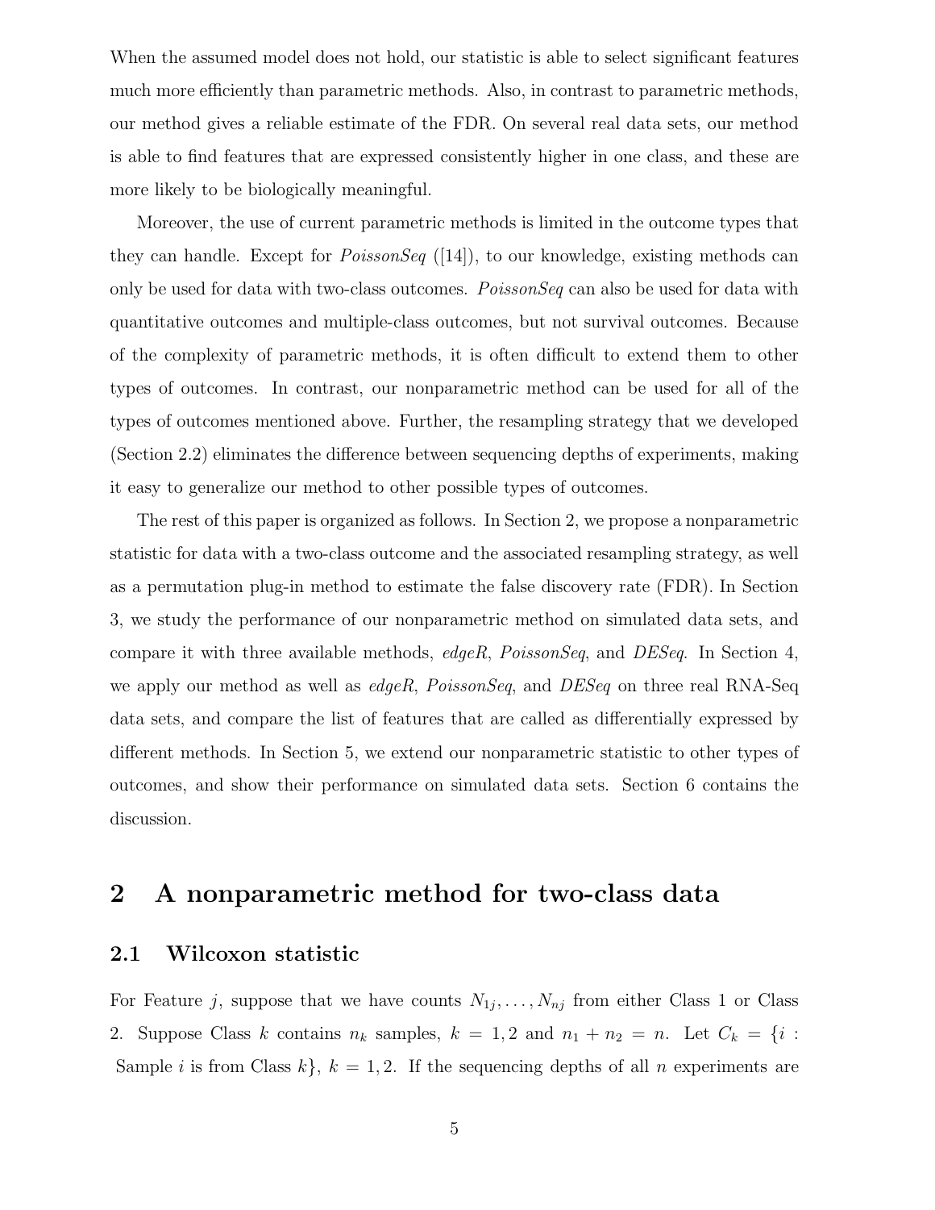When the assumed model does not hold, our statistic is able to select significant features much more efficiently than parametric methods. Also, in contrast to parametric methods, our method gives a reliable estimate of the FDR. On several real data sets, our method is able to find features that are expressed consistently higher in one class, and these are more likely to be biologically meaningful.

Moreover, the use of current parametric methods is limited in the outcome types that they can handle. Except for *PoissonSeq* ([14]), to our knowledge, existing methods can only be used for data with two-class outcomes. *PoissonSeq* can also be used for data with quantitative outcomes and multiple-class outcomes, but not survival outcomes. Because of the complexity of parametric methods, it is often difficult to extend them to other types of outcomes. In contrast, our nonparametric method can be used for all of the types of outcomes mentioned above. Further, the resampling strategy that we developed (Section 2.2) eliminates the difference between sequencing depths of experiments, making it easy to generalize our method to other possible types of outcomes.

The rest of this paper is organized as follows. In Section 2, we propose a nonparametric statistic for data with a two-class outcome and the associated resampling strategy, as well as a permutation plug-in method to estimate the false discovery rate (FDR). In Section 3, we study the performance of our nonparametric method on simulated data sets, and compare it with three available methods, *edgeR*, *PoissonSeq*, and *DESeq*. In Section 4, we apply our method as well as *edgeR*, *PoissonSeq*, and *DESeq* on three real RNA-Seq data sets, and compare the list of features that are called as differentially expressed by different methods. In Section 5, we extend our nonparametric statistic to other types of outcomes, and show their performance on simulated data sets. Section 6 contains the discussion.

# 2 A nonparametric method for two-class data

## 2.1 Wilcoxon statistic

For Feature $j$, suppose that we have counts $N_{1j}, \ldots, N_{nj}$ from either Class 1 or Class 2. Suppose Class $k$ contains $n_k$ samples, $k = 1, 2$ and $n_1 + n_2 = n$. Let $C_k = \{i : \text{Sample } i \text{ is from Class } k\}$, $k = 1, 2$. If the sequencing depths of all $n$ experiments are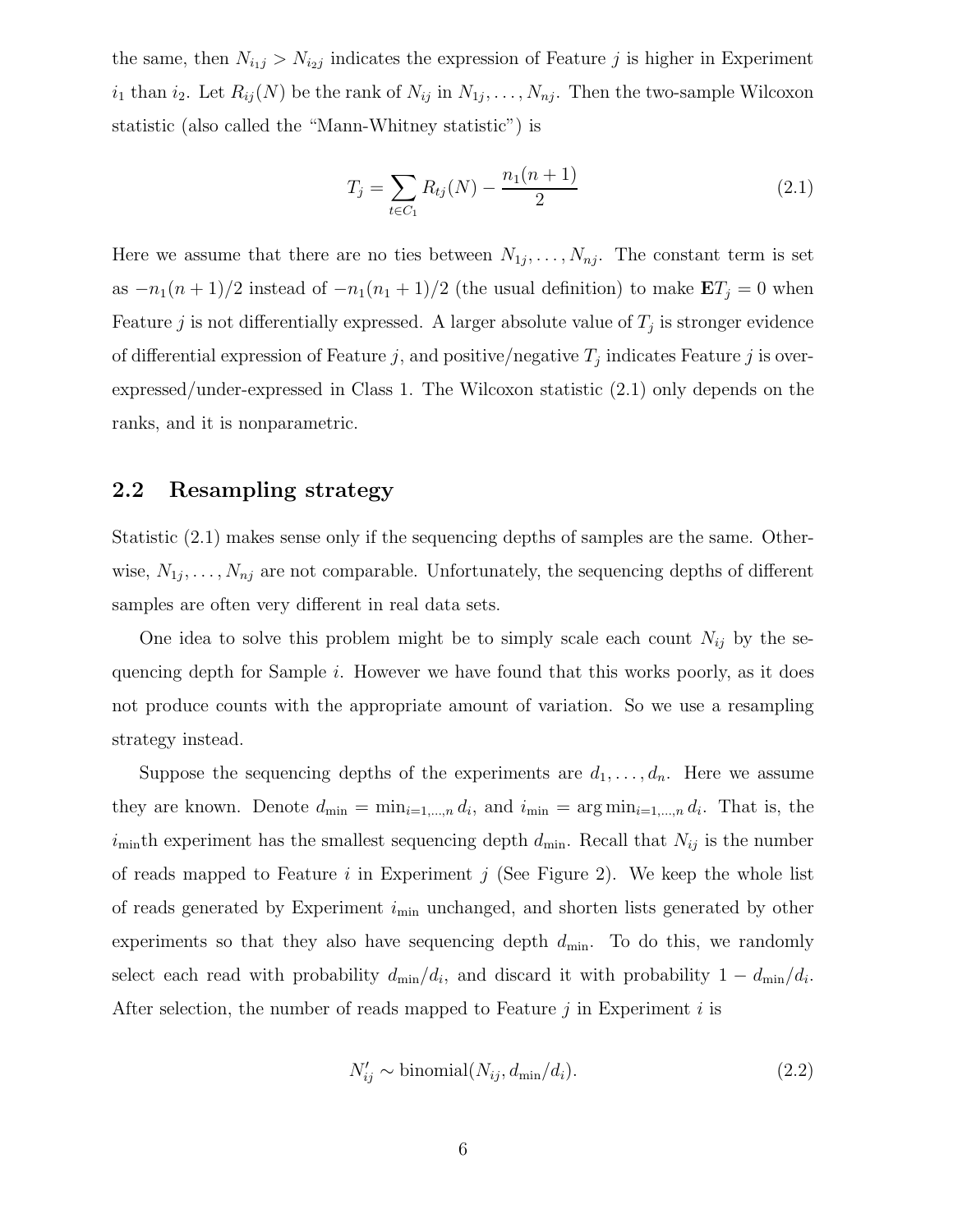the same, then $N_{i_1 j} > N_{i_2 j}$ indicates the expression of Feature $j$ is higher in Experiment $i_1$ than $i_2$. Let $R_{ij}(N)$ be the rank of $N_{ij}$ in $N_{1j}, \ldots, N_{nj}$. Then the two-sample Wilcoxon statistic (also called the "Mann-Whitney statistic") is

$$T_j = \sum_{t \in C_1} R_{tj}(N) - \frac{n_1(n+1)}{2} \tag{2.1}$$

Here we assume that there are no ties between $N_{1j}, \ldots, N_{nj}$. The constant term is set as $-n_1(n+1)/2$ instead of $-n_1(n_1+1)/2$ (the usual definition) to make $\mathbf{E}T_j = 0$ when Feature $j$ is not differentially expressed. A larger absolute value of $T_j$ is stronger evidence of differential expression of Feature $j$, and positive/negative $T_j$ indicates Feature $j$ is over-expressed/under-expressed in Class 1. The Wilcoxon statistic (2.1) only depends on the ranks, and it is nonparametric.

## 2.2 Resampling strategy

Statistic (2.1) makes sense only if the sequencing depths of samples are the same. Otherwise, $N_{1j}, \ldots, N_{nj}$ are not comparable. Unfortunately, the sequencing depths of different samples are often very different in real data sets.

One idea to solve this problem might be to simply scale each count $N_{ij}$ by the sequencing depth for Sample $i$. However we have found that this works poorly, as it does not produce counts with the appropriate amount of variation. So we use a resampling strategy instead.

Suppose the sequencing depths of the experiments are $d_1, \ldots, d_n$. Here we assume they are known. Denote $d_{\min} = \min_{i=1,\ldots,n} d_i$, and $i_{\min} = \arg\min_{i=1,\ldots,n} d_i$. That is, the $i_{\min}$th experiment has the smallest sequencing depth $d_{\min}$. Recall that $N_{ij}$ is the number of reads mapped to Feature $i$ in Experiment $j$ (See Figure 2). We keep the whole list of reads generated by Experiment $i_{\min}$ unchanged, and shorten lists generated by other experiments so that they also have sequencing depth $d_{\min}$. To do this, we randomly select each read with probability $d_{\min}/d_i$, and discard it with probability $1 - d_{\min}/d_i$. After selection, the number of reads mapped to Feature $j$ in Experiment $i$ is

$$N'_{ij} \sim \text{binomial}(N_{ij}, d_{\min}/d_i). \tag{2.2}$$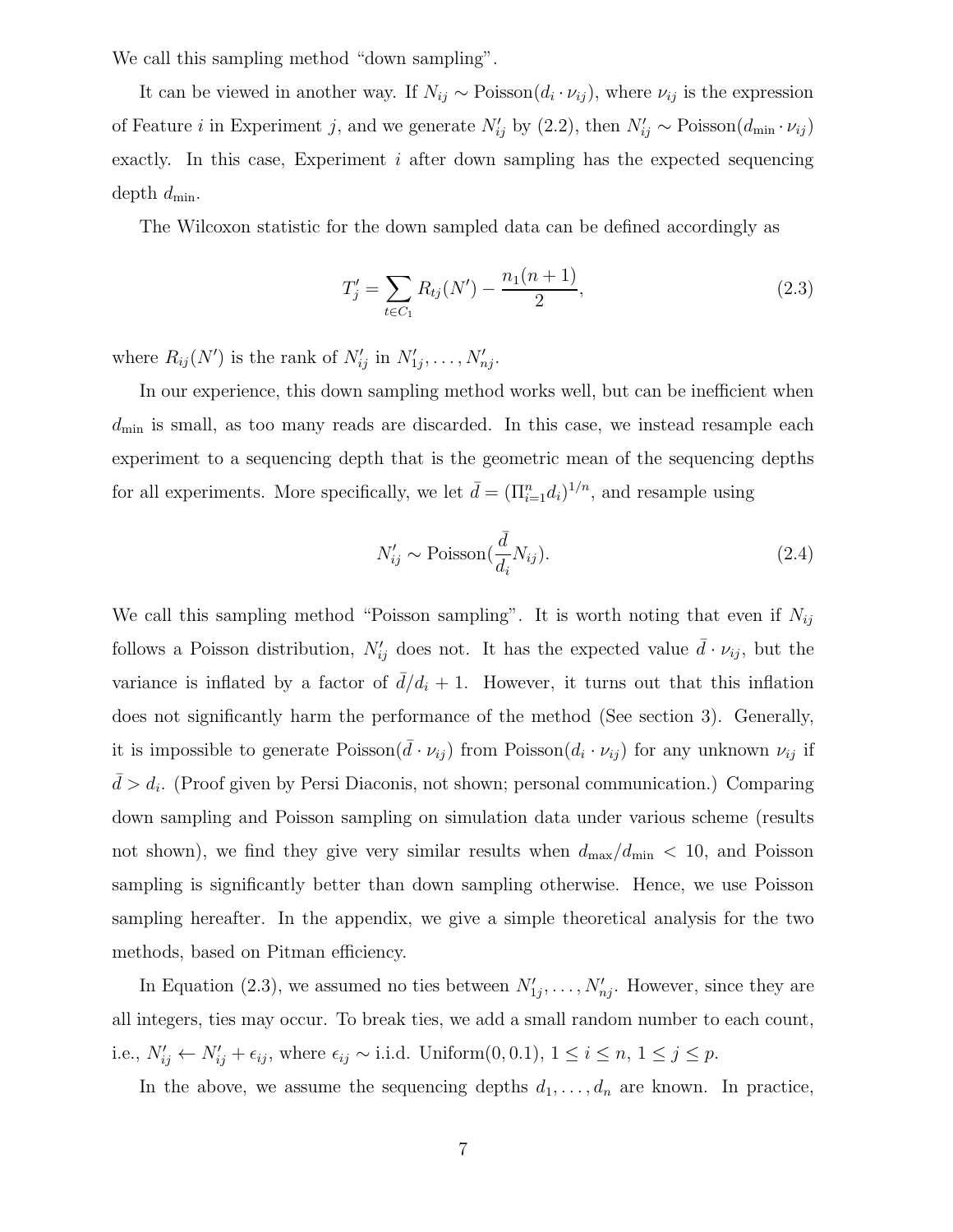We call this sampling method "down sampling".

It can be viewed in another way. If $N_{ij} \sim \text{Poisson}(d_i \cdot \nu_{ij})$, where $\nu_{ij}$ is the expression of Feature $i$ in Experiment $j$, and we generate $N'_{ij}$ by (2.2), then $N'_{ij} \sim \text{Poisson}(d_{\min} \cdot \nu_{ij})$ exactly. In this case, Experiment $i$ after down sampling has the expected sequencing depth $d_{\min}$.

The Wilcoxon statistic for the down sampled data can be defined accordingly as

$$T'_j = \sum_{t \in C_1} R_{tj}(N') - \frac{n_1(n+1)}{2}, \tag{2.3}$$

where $R_{ij}(N')$ is the rank of $N'_{ij}$ in $N'_{1j}, \ldots, N'_{nj}$.

In our experience, this down sampling method works well, but can be inefficient when $d_{\min}$ is small, as too many reads are discarded. In this case, we instead resample each experiment to a sequencing depth that is the geometric mean of the sequencing depths for all experiments. More specifically, we let $\bar{d} = (\Pi_{i=1}^n d_i)^{1/n}$, and resample using

$$N'_{ij} \sim \text{Poisson}(\frac{\bar{d}}{d_i} N_{ij}). \tag{2.4}$$

We call this sampling method "Poisson sampling". It is worth noting that even if $N_{ij}$ follows a Poisson distribution, $N'_{ij}$ does not. It has the expected value $\bar{d} \cdot \nu_{ij}$, but the variance is inflated by a factor of $\bar{d}/d_i + 1$. However, it turns out that this inflation does not significantly harm the performance of the method (See section 3). Generally, it is impossible to generate $\text{Poisson}(\bar{d} \cdot \nu_{ij})$ from $\text{Poisson}(d_i \cdot \nu_{ij})$ for any unknown $\nu_{ij}$ if $\bar{d} > d_i$. (Proof given by Persi Diaconis, not shown; personal communication.) Comparing down sampling and Poisson sampling on simulation data under various scheme (results not shown), we find they give very similar results when $d_{\max}/d_{\min} < 10$, and Poisson sampling is significantly better than down sampling otherwise. Hence, we use Poisson sampling hereafter. In the appendix, we give a simple theoretical analysis for the two methods, based on Pitman efficiency.

In Equation (2.3), we assumed no ties between $N'_{1j}, \ldots, N'_{nj}$. However, since they are all integers, ties may occur. To break ties, we add a small random number to each count, i.e., $N'_{ij} \leftarrow N'_{ij} + \epsilon_{ij}$, where $\epsilon_{ij} \sim$ i.i.d. Uniform(0, 0.1), $1 \leq i \leq n$, $1 \leq j \leq p$.

In the above, we assume the sequencing depths $d_1, \ldots, d_n$ are known. In practice,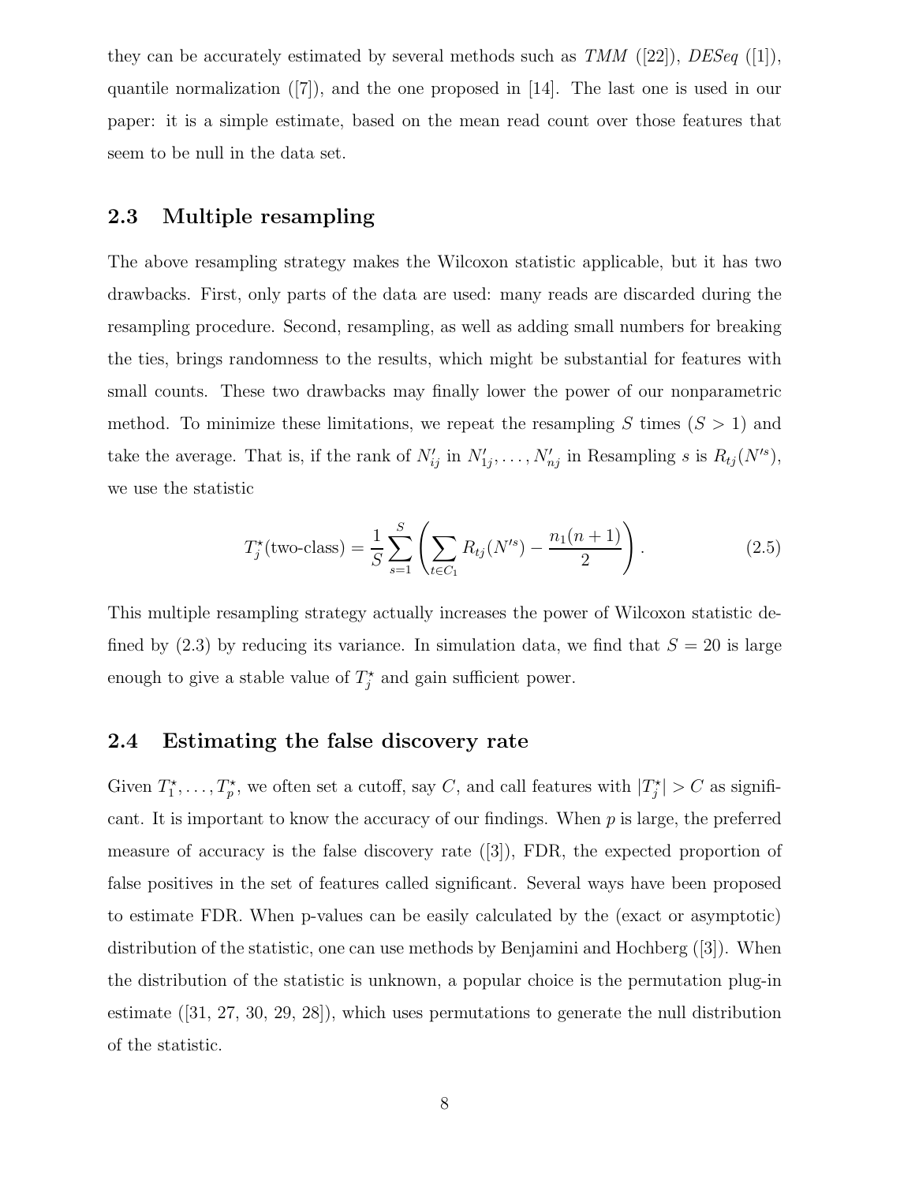they can be accurately estimated by several methods such as *TMM* ([22]), *DESeq* ([1]), quantile normalization ([7]), and the one proposed in [14]. The last one is used in our paper: it is a simple estimate, based on the mean read count over those features that seem to be null in the data set.

## 2.3 Multiple resampling

The above resampling strategy makes the Wilcoxon statistic applicable, but it has two drawbacks. First, only parts of the data are used: many reads are discarded during the resampling procedure. Second, resampling, as well as adding small numbers for breaking the ties, brings randomness to the results, which might be substantial for features with small counts. These two drawbacks may finally lower the power of our nonparametric method. To minimize these limitations, we repeat the resampling $S$ times ($S > 1$) and take the average. That is, if the rank of $N'_{ij}$ in $N'_{1j}, \ldots, N'_{nj}$ in Resampling $s$ is $R_{tj}(N'^s)$, we use the statistic

$$T_j^\star(\text{two-class}) = \frac{1}{S} \sum_{s=1}^{S} \left( \sum_{t \in C_1} R_{tj}(N'^s) - \frac{n_1(n+1)}{2} \right). \tag{2.5}$$

This multiple resampling strategy actually increases the power of Wilcoxon statistic defined by (2.3) by reducing its variance. In simulation data, we find that $S = 20$ is large enough to give a stable value of $T_j^\star$ and gain sufficient power.

## 2.4 Estimating the false discovery rate

Given $T_1^\star, \ldots, T_p^\star$, we often set a cutoff, say $C$, and call features with $|T_j^\star| > C$ as significant. It is important to know the accuracy of our findings. When $p$ is large, the preferred measure of accuracy is the false discovery rate ([3]), FDR, the expected proportion of false positives in the set of features called significant. Several ways have been proposed to estimate FDR. When p-values can be easily calculated by the (exact or asymptotic) distribution of the statistic, one can use methods by Benjamini and Hochberg ([3]). When the distribution of the statistic is unknown, a popular choice is the permutation plug-in estimate ([31, 27, 30, 29, 28]), which uses permutations to generate the null distribution of the statistic.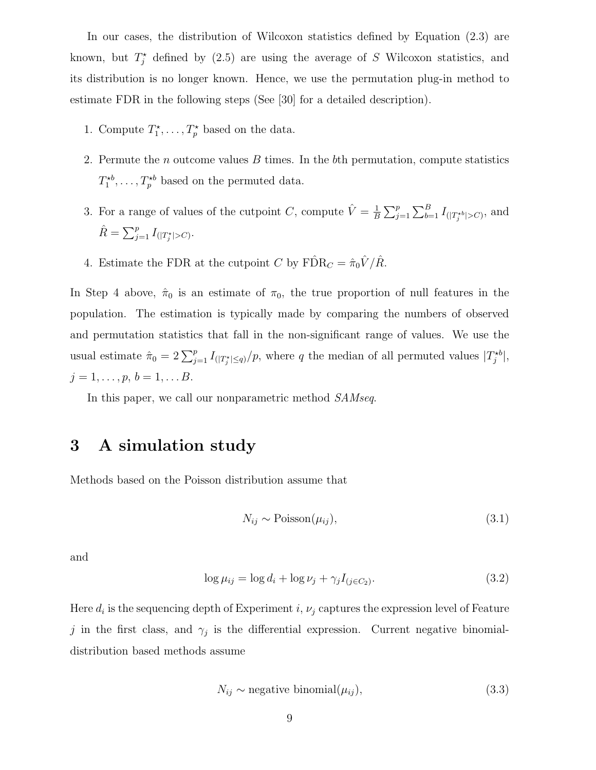In our cases, the distribution of Wilcoxon statistics defined by Equation (2.3) are known, but $T_j^\star$ defined by (2.5) are using the average of $S$ Wilcoxon statistics, and its distribution is no longer known. Hence, we use the permutation plug-in method to estimate FDR in the following steps (See [30] for a detailed description).

1. Compute $T_1^\star, \ldots, T_p^\star$ based on the data.
2. Permute the $n$ outcome values $B$ times. In the $b$th permutation, compute statistics $T_1^{\star b}, \ldots, T_p^{\star b}$ based on the permuted data.
3. For a range of values of the cutpoint $C$, compute $\hat{V} = \frac{1}{B}\sum_{j=1}^{p}\sum_{b=1}^{B} I_{(|T_j^{\star b}|>C)}$, and $\hat{R} = \sum_{j=1}^{p} I_{(|T_j^\star|>C)}$.
4. Estimate the FDR at the cutpoint $C$ by $\hat{\text{FDR}}_C = \hat{\pi}_0 \hat{V}/\hat{R}$.

In Step 4 above, $\hat{\pi}_0$ is an estimate of $\pi_0$, the true proportion of null features in the population. The estimation is typically made by comparing the numbers of observed and permutation statistics that fall in the non-significant range of values. We use the usual estimate $\hat{\pi}_0 = 2\sum_{j=1}^{p} I_{(|T_j^\star|\leq q)}/p$, where $q$ the median of all permuted values $|T_j^{\star b}|$, $j = 1, \ldots, p$, $b = 1, \ldots B$.

In this paper, we call our nonparametric method *SAMseq*.

# 3 A simulation study

Methods based on the Poisson distribution assume that

$$N_{ij} \sim \text{Poisson}(\mu_{ij}), \tag{3.1}$$

and

$$\log \mu_{ij} = \log d_i + \log \nu_j + \gamma_j I_{(j \in C_2)}. \tag{3.2}$$

Here $d_i$ is the sequencing depth of Experiment $i$, $\nu_j$ captures the expression level of Feature $j$ in the first class, and $\gamma_j$ is the differential expression. Current negative binomial-distribution based methods assume

$$N_{ij} \sim \text{negative binomial}(\mu_{ij}), \tag{3.3}$$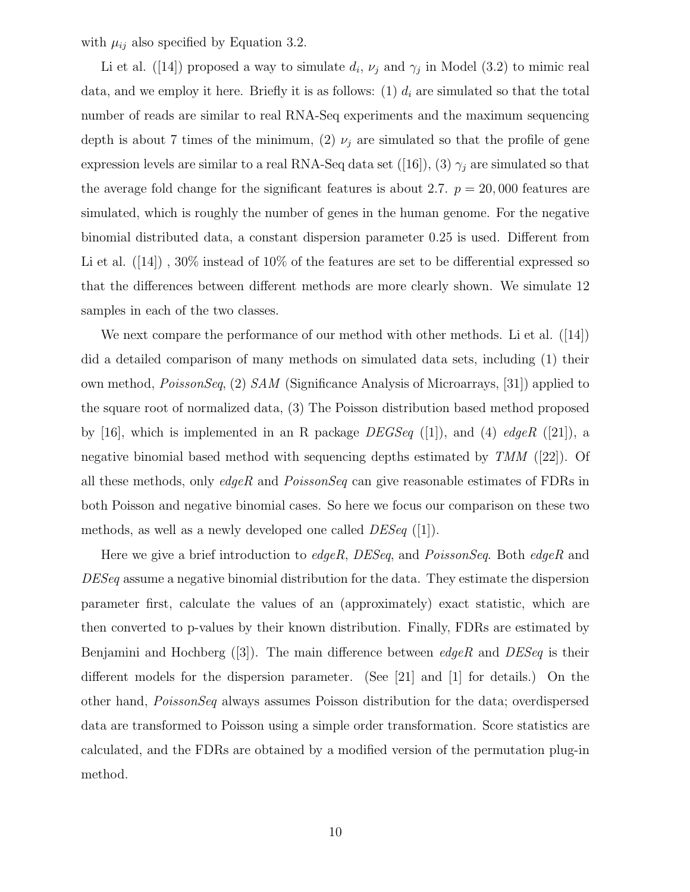with $\mu_{ij}$ also specified by Equation 3.2.

Li et al. ([14]) proposed a way to simulate $d_i$, $\nu_j$ and $\gamma_j$ in Model (3.2) to mimic real data, and we employ it here. Briefly it is as follows: (1) $d_i$ are simulated so that the total number of reads are similar to real RNA-Seq experiments and the maximum sequencing depth is about 7 times of the minimum, (2) $\nu_j$ are simulated so that the profile of gene expression levels are similar to a real RNA-Seq data set ([16]), (3) $\gamma_j$ are simulated so that the average fold change for the significant features is about 2.7. $p = 20,000$ features are simulated, which is roughly the number of genes in the human genome. For the negative binomial distributed data, a constant dispersion parameter 0.25 is used. Different from Li et al. ([14]) , 30% instead of 10% of the features are set to be differential expressed so that the differences between different methods are more clearly shown. We simulate 12 samples in each of the two classes.

We next compare the performance of our method with other methods. Li et al. ([14]) did a detailed comparison of many methods on simulated data sets, including (1) their own method, *PoissonSeq*, (2) *SAM* (Significance Analysis of Microarrays, [31]) applied to the square root of normalized data, (3) The Poisson distribution based method proposed by [16], which is implemented in an R package *DEGSeq* ([1]), and (4) *edgeR* ([21]), a negative binomial based method with sequencing depths estimated by *TMM* ([22]). Of all these methods, only *edgeR* and *PoissonSeq* can give reasonable estimates of FDRs in both Poisson and negative binomial cases. So here we focus our comparison on these two methods, as well as a newly developed one called *DESeq* ([1]).

Here we give a brief introduction to *edgeR*, *DESeq*, and *PoissonSeq*. Both *edgeR* and *DESeq* assume a negative binomial distribution for the data. They estimate the dispersion parameter first, calculate the values of an (approximately) exact statistic, which are then converted to p-values by their known distribution. Finally, FDRs are estimated by Benjamini and Hochberg ([3]). The main difference between *edgeR* and *DESeq* is their different models for the dispersion parameter. (See [21] and [1] for details.) On the other hand, *PoissonSeq* always assumes Poisson distribution for the data; overdispersed data are transformed to Poisson using a simple order transformation. Score statistics are calculated, and the FDRs are obtained by a modified version of the permutation plug-in method.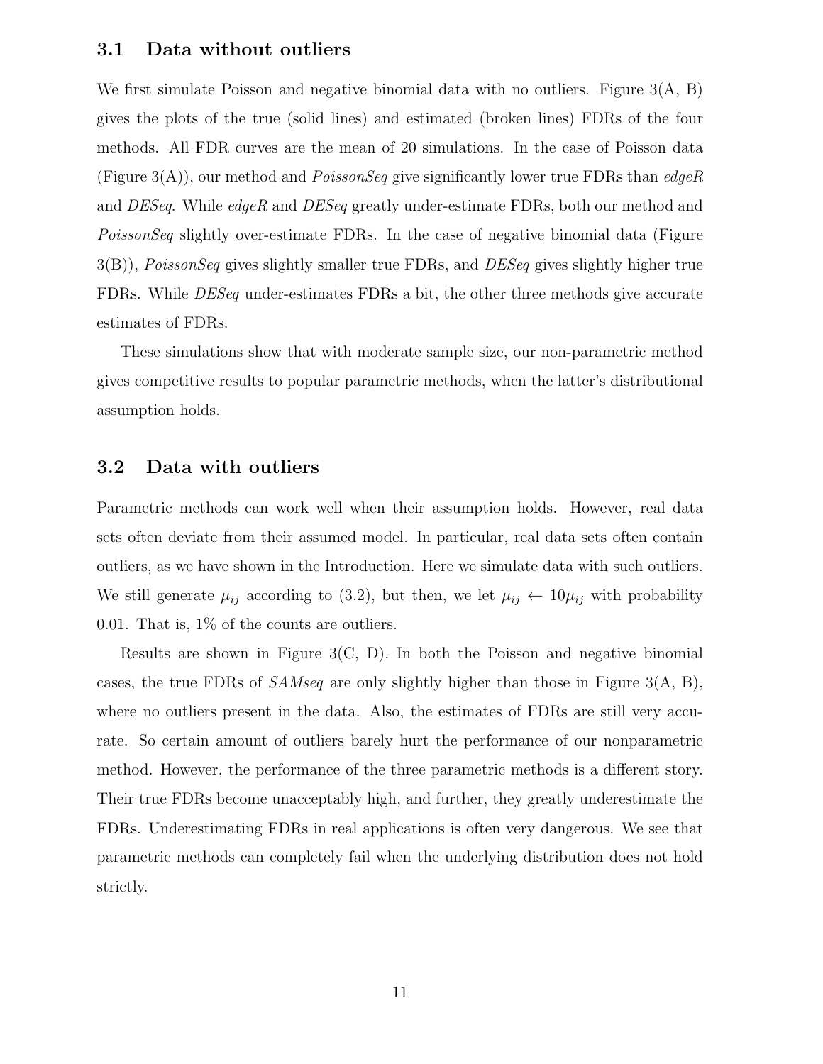### 3.1 Data without outliers

We first simulate Poisson and negative binomial data with no outliers. Figure 3(A, B) gives the plots of the true (solid lines) and estimated (broken lines) FDRs of the four methods. All FDR curves are the mean of 20 simulations. In the case of Poisson data (Figure 3(A)), our method and *PoissonSeq* give significantly lower true FDRs than *edgeR* and *DESeq*. While *edgeR* and *DESeq* greatly under-estimate FDRs, both our method and *PoissonSeq* slightly over-estimate FDRs. In the case of negative binomial data (Figure 3(B)), *PoissonSeq* gives slightly smaller true FDRs, and *DESeq* gives slightly higher true FDRs. While *DESeq* under-estimates FDRs a bit, the other three methods give accurate estimates of FDRs.

These simulations show that with moderate sample size, our non-parametric method gives competitive results to popular parametric methods, when the latter's distributional assumption holds.

### 3.2 Data with outliers

Parametric methods can work well when their assumption holds. However, real data sets often deviate from their assumed model. In particular, real data sets often contain outliers, as we have shown in the Introduction. Here we simulate data with such outliers. We still generate $\mu_{ij}$ according to (3.2), but then, we let $\mu_{ij} \leftarrow 10\mu_{ij}$ with probability 0.01. That is, 1% of the counts are outliers.

Results are shown in Figure 3(C, D). In both the Poisson and negative binomial cases, the true FDRs of *SAMseq* are only slightly higher than those in Figure 3(A, B), where no outliers present in the data. Also, the estimates of FDRs are still very accurate. So certain amount of outliers barely hurt the performance of our nonparametric method. However, the performance of the three parametric methods is a different story. Their true FDRs become unacceptably high, and further, they greatly underestimate the FDRs. Underestimating FDRs in real applications is often very dangerous. We see that parametric methods can completely fail when the underlying distribution does not hold strictly.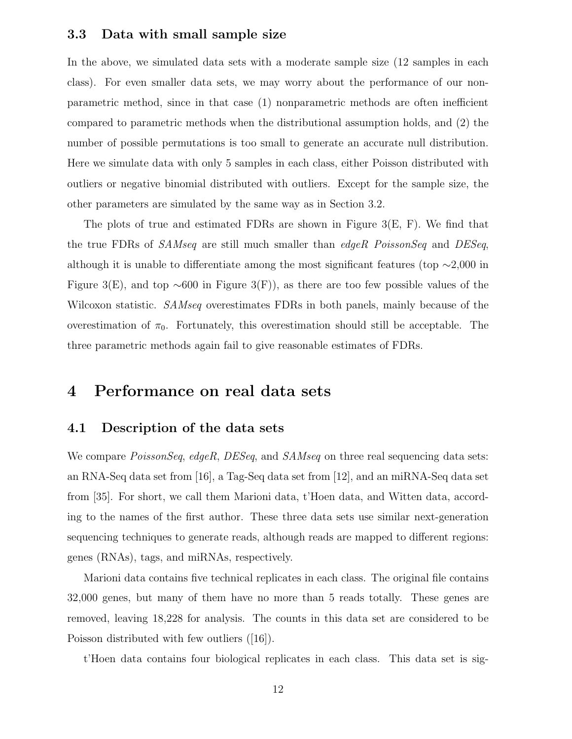### 3.3 Data with small sample size

In the above, we simulated data sets with a moderate sample size (12 samples in each class). For even smaller data sets, we may worry about the performance of our nonparametric method, since in that case (1) nonparametric methods are often inefficient compared to parametric methods when the distributional assumption holds, and (2) the number of possible permutations is too small to generate an accurate null distribution. Here we simulate data with only 5 samples in each class, either Poisson distributed with outliers or negative binomial distributed with outliers. Except for the sample size, the other parameters are simulated by the same way as in Section 3.2.

The plots of true and estimated FDRs are shown in Figure 3(E, F). We find that the true FDRs of *SAMseq* are still much smaller than *edgeR PoissonSeq* and *DESeq*, although it is unable to differentiate among the most significant features (top ∼2,000 in Figure 3(E), and top ∼600 in Figure 3(F)), as there are too few possible values of the Wilcoxon statistic. *SAMseq* overestimates FDRs in both panels, mainly because of the overestimation of $\pi_0$. Fortunately, this overestimation should still be acceptable. The three parametric methods again fail to give reasonable estimates of FDRs.

# 4 Performance on real data sets

## 4.1 Description of the data sets

We compare *PoissonSeq*, *edgeR*, *DESeq*, and *SAMseq* on three real sequencing data sets: an RNA-Seq data set from [16], a Tag-Seq data set from [12], and an miRNA-Seq data set from [35]. For short, we call them Marioni data, t'Hoen data, and Witten data, according to the names of the first author. These three data sets use similar next-generation sequencing techniques to generate reads, although reads are mapped to different regions: genes (RNAs), tags, and miRNAs, respectively.

Marioni data contains five technical replicates in each class. The original file contains 32,000 genes, but many of them have no more than 5 reads totally. These genes are removed, leaving 18,228 for analysis. The counts in this data set are considered to be Poisson distributed with few outliers ([16]).

t'Hoen data contains four biological replicates in each class. This data set is sig-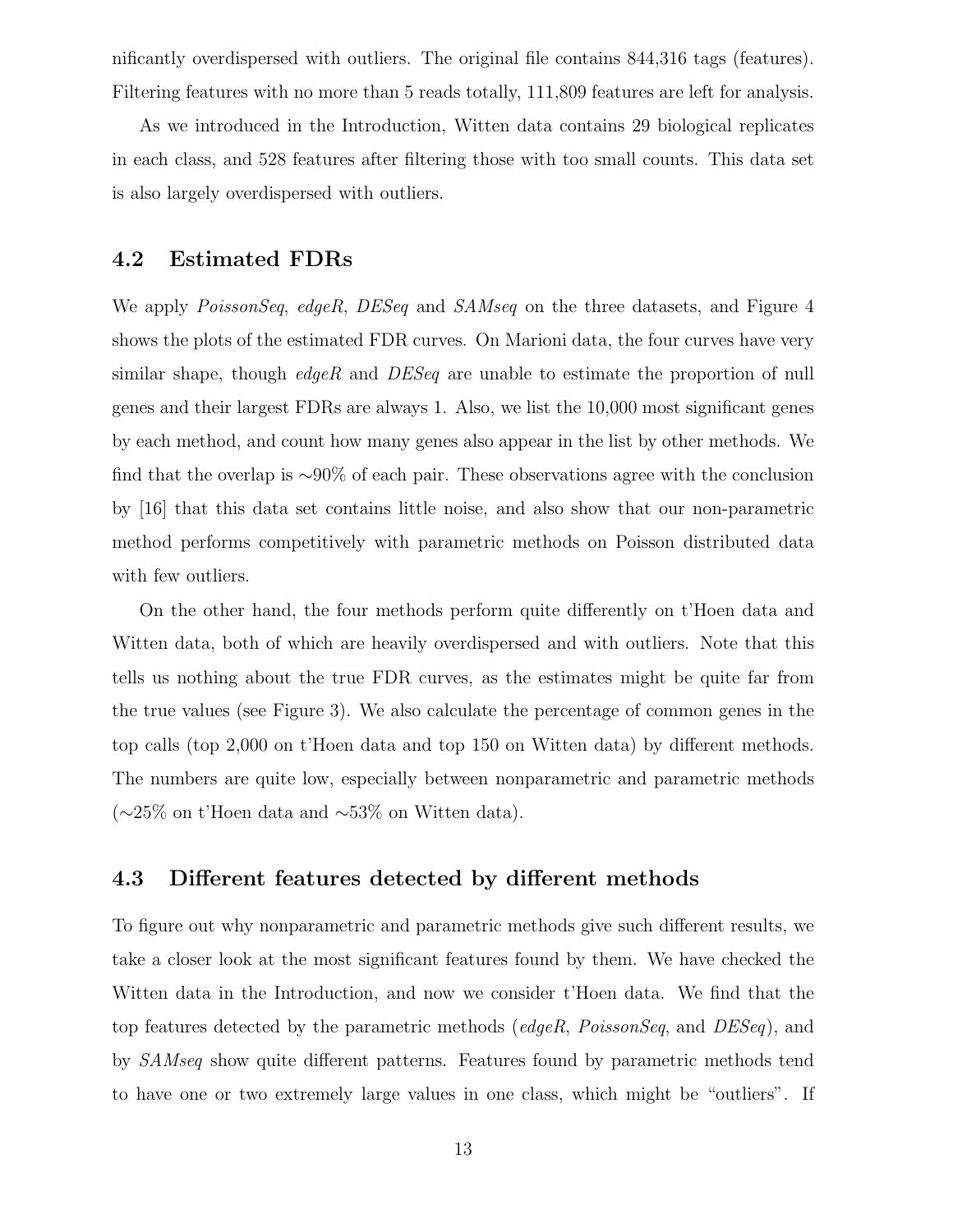nificantly overdispersed with outliers. The original file contains 844,316 tags (features). Filtering features with no more than 5 reads totally, 111,809 features are left for analysis.

As we introduced in the Introduction, Witten data contains 29 biological replicates in each class, and 528 features after filtering those with too small counts. This data set is also largely overdispersed with outliers.

### 4.2 Estimated FDRs

We apply *PoissonSeq*, *edgeR*, *DESeq* and *SAMseq* on the three datasets, and Figure 4 shows the plots of the estimated FDR curves. On Marioni data, the four curves have very similar shape, though *edgeR* and *DESeq* are unable to estimate the proportion of null genes and their largest FDRs are always 1. Also, we list the 10,000 most significant genes by each method, and count how many genes also appear in the list by other methods. We find that the overlap is ∼90% of each pair. These observations agree with the conclusion by [16] that this data set contains little noise, and also show that our non-parametric method performs competitively with parametric methods on Poisson distributed data with few outliers.

On the other hand, the four methods perform quite differently on t'Hoen data and Witten data, both of which are heavily overdispersed and with outliers. Note that this tells us nothing about the true FDR curves, as the estimates might be quite far from the true values (see Figure 3). We also calculate the percentage of common genes in the top calls (top 2,000 on t'Hoen data and top 150 on Witten data) by different methods. The numbers are quite low, especially between nonparametric and parametric methods (∼25% on t'Hoen data and ∼53% on Witten data).

### 4.3 Different features detected by different methods

To figure out why nonparametric and parametric methods give such different results, we take a closer look at the most significant features found by them. We have checked the Witten data in the Introduction, and now we consider t'Hoen data. We find that the top features detected by the parametric methods (*edgeR*, *PoissonSeq*, and *DESeq*), and by *SAMseq* show quite different patterns. Features found by parametric methods tend to have one or two extremely large values in one class, which might be "outliers". If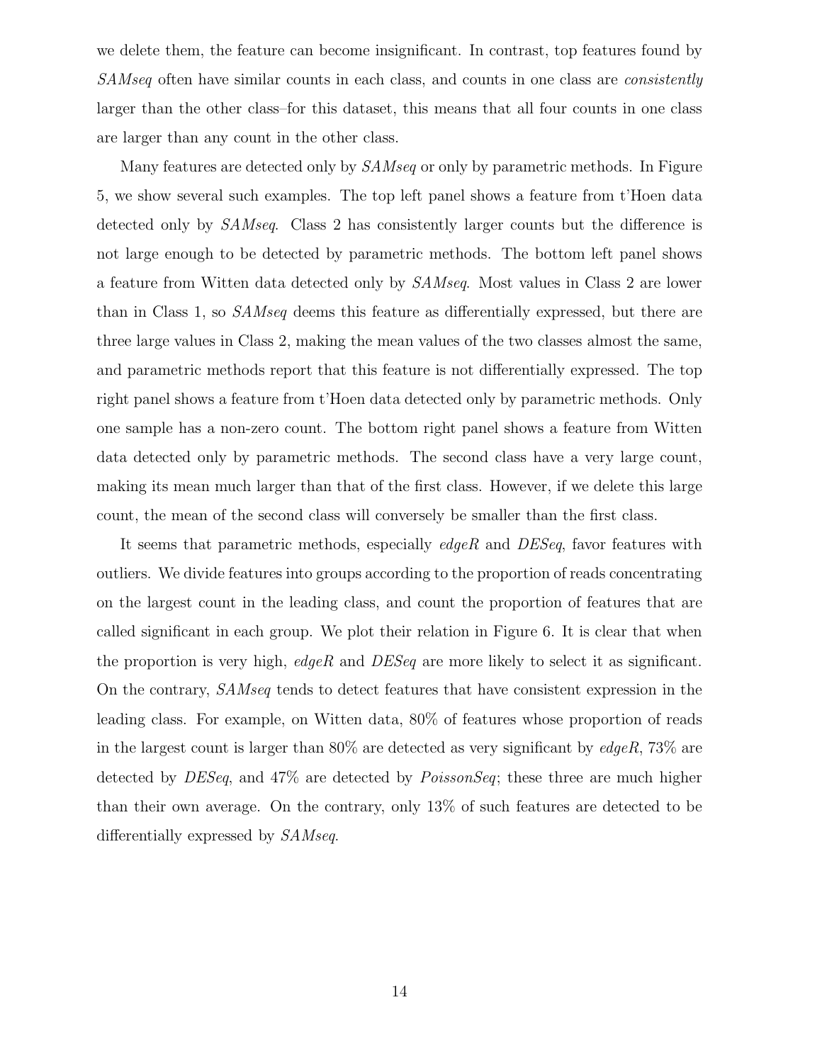we delete them, the feature can become insignificant. In contrast, top features found by *SAMseq* often have similar counts in each class, and counts in one class are *consistently* larger than the other class–for this dataset, this means that all four counts in one class are larger than any count in the other class.

Many features are detected only by *SAMseq* or only by parametric methods. In Figure 5, we show several such examples. The top left panel shows a feature from t'Hoen data detected only by *SAMseq*. Class 2 has consistently larger counts but the difference is not large enough to be detected by parametric methods. The bottom left panel shows a feature from Witten data detected only by *SAMseq*. Most values in Class 2 are lower than in Class 1, so *SAMseq* deems this feature as differentially expressed, but there are three large values in Class 2, making the mean values of the two classes almost the same, and parametric methods report that this feature is not differentially expressed. The top right panel shows a feature from t'Hoen data detected only by parametric methods. Only one sample has a non-zero count. The bottom right panel shows a feature from Witten data detected only by parametric methods. The second class have a very large count, making its mean much larger than that of the first class. However, if we delete this large count, the mean of the second class will conversely be smaller than the first class.

It seems that parametric methods, especially *edgeR* and *DESeq*, favor features with outliers. We divide features into groups according to the proportion of reads concentrating on the largest count in the leading class, and count the proportion of features that are called significant in each group. We plot their relation in Figure 6. It is clear that when the proportion is very high, *edgeR* and *DESeq* are more likely to select it as significant. On the contrary, *SAMseq* tends to detect features that have consistent expression in the leading class. For example, on Witten data, 80% of features whose proportion of reads in the largest count is larger than 80% are detected as very significant by *edgeR*, 73% are detected by *DESeq*, and 47% are detected by *PoissonSeq*; these three are much higher than their own average. On the contrary, only 13% of such features are detected to be differentially expressed by *SAMseq*.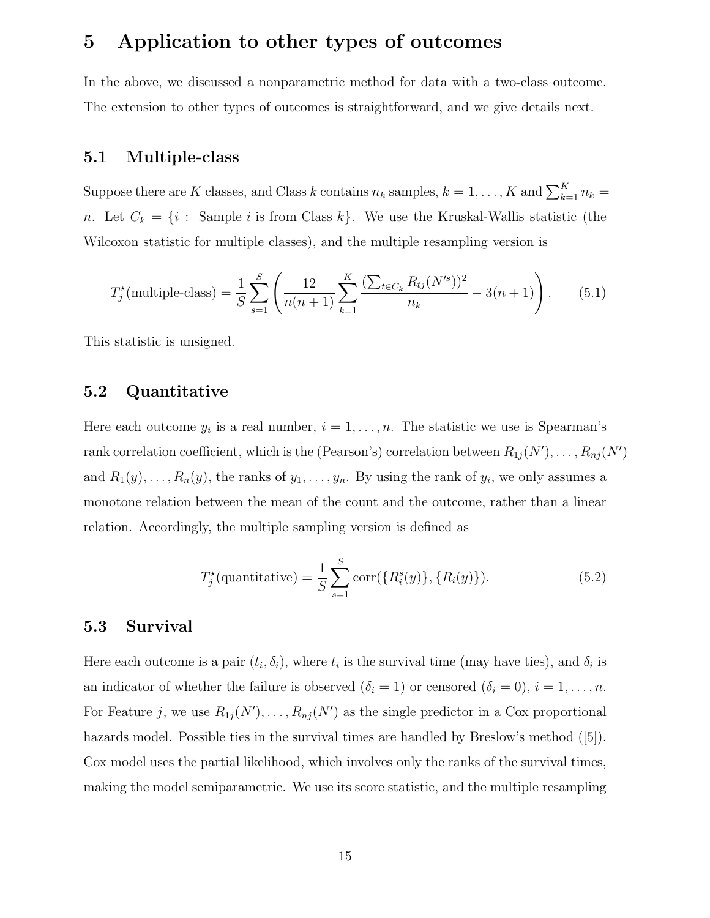# 5 Application to other types of outcomes

In the above, we discussed a nonparametric method for data with a two-class outcome. The extension to other types of outcomes is straightforward, and we give details next.

## 5.1 Multiple-class

Suppose there are $K$ classes, and Class $k$ contains $n_k$ samples, $k = 1, \ldots, K$ and $\sum_{k=1}^{K} n_k = n$. Let $C_k = \{i : \text{ Sample } i \text{ is from Class } k\}$. We use the Kruskal-Wallis statistic (the Wilcoxon statistic for multiple classes), and the multiple resampling version is

$$T_j^{\star}(\text{multiple-class}) = \frac{1}{S} \sum_{s=1}^{S} \left( \frac{12}{n(n+1)} \sum_{k=1}^{K} \frac{(\sum_{t \in C_k} R_{tj}(N'^s))^2}{n_k} - 3(n+1) \right). \tag{5.1}$$

This statistic is unsigned.

## 5.2 Quantitative

Here each outcome $y_i$ is a real number, $i = 1, \ldots, n$. The statistic we use is Spearman's rank correlation coefficient, which is the (Pearson's) correlation between $R_{1j}(N'), \ldots, R_{nj}(N')$ and $R_1(y), \ldots, R_n(y)$, the ranks of $y_1, \ldots, y_n$. By using the rank of $y_i$, we only assumes a monotone relation between the mean of the count and the outcome, rather than a linear relation. Accordingly, the multiple sampling version is defined as

$$T_j^{\star}(\text{quantitative}) = \frac{1}{S} \sum_{s=1}^{S} \text{corr}(\{R_i^s(y)\}, \{R_i(y)\}). \tag{5.2}$$

## 5.3 Survival

Here each outcome is a pair $(t_i, \delta_i)$, where $t_i$ is the survival time (may have ties), and $\delta_i$ is an indicator of whether the failure is observed ($\delta_i = 1$) or censored ($\delta_i = 0$), $i = 1, \ldots, n$. For Feature $j$, we use $R_{1j}(N'), \ldots, R_{nj}(N')$ as the single predictor in a Cox proportional hazards model. Possible ties in the survival times are handled by Breslow's method ([5]). Cox model uses the partial likelihood, which involves only the ranks of the survival times, making the model semiparametric. We use its score statistic, and the multiple resampling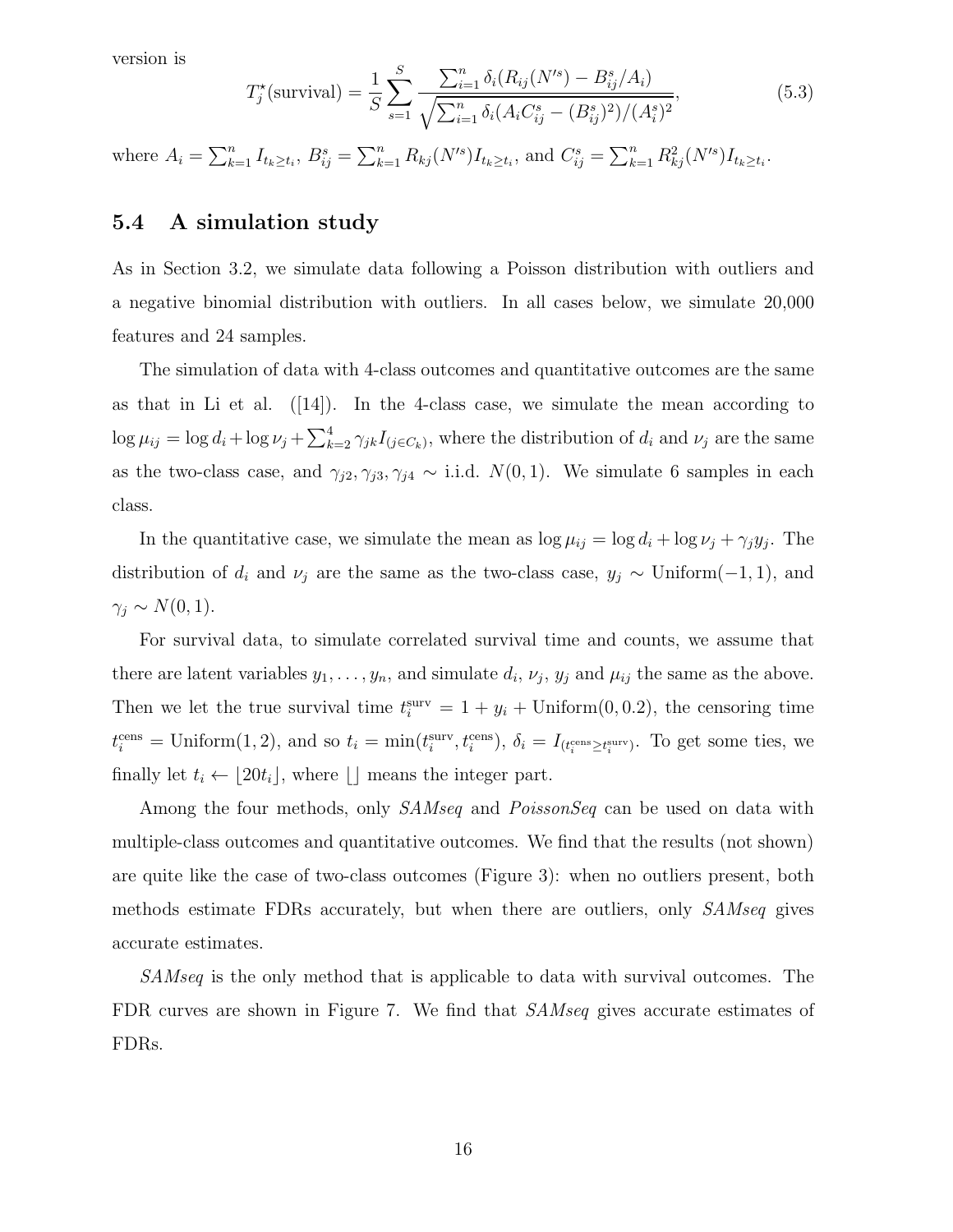version is

$$T_j^\star(\text{survival}) = \frac{1}{S}\sum_{s=1}^{S} \frac{\sum_{i=1}^n \delta_i (R_{ij}(N'^s) - B_{ij}^s/A_i)}{\sqrt{\sum_{i=1}^n \delta_i (A_i C_{ij}^s - (B_{ij}^s)^2)/(A_i^s)^2}}, \tag{5.3}$$

where $A_i = \sum_{k=1}^n I_{t_k \geq t_i}$, $B_{ij}^s = \sum_{k=1}^n R_{kj}(N'^s) I_{t_k \geq t_i}$, and $C_{ij}^s = \sum_{k=1}^n R_{kj}^2(N'^s) I_{t_k \geq t_i}$.

## 5.4 A simulation study

As in Section 3.2, we simulate data following a Poisson distribution with outliers and a negative binomial distribution with outliers. In all cases below, we simulate 20,000 features and 24 samples.

The simulation of data with 4-class outcomes and quantitative outcomes are the same as that in Li et al. ([14]). In the 4-class case, we simulate the mean according to $\log \mu_{ij} = \log d_i + \log \nu_j + \sum_{k=2}^4 \gamma_{jk} I_{(j \in C_k)}$, where the distribution of $d_i$ and $\nu_j$ are the same as the two-class case, and $\gamma_{j2}, \gamma_{j3}, \gamma_{j4} \sim$ i.i.d. $N(0, 1)$. We simulate 6 samples in each class.

In the quantitative case, we simulate the mean as $\log \mu_{ij} = \log d_i + \log \nu_j + \gamma_j y_j$. The distribution of $d_i$ and $\nu_j$ are the same as the two-class case, $y_j \sim \text{Uniform}(-1, 1)$, and $\gamma_j \sim N(0, 1)$.

For survival data, to simulate correlated survival time and counts, we assume that there are latent variables $y_1, \ldots, y_n$, and simulate $d_i$, $\nu_j$, $y_j$ and $\mu_{ij}$ the same as the above. Then we let the true survival time $t_i^{\text{surv}} = 1 + y_i + \text{Uniform}(0, 0.2)$, the censoring time $t_i^{\text{cens}} = \text{Uniform}(1, 2)$, and so $t_i = \min(t_i^{\text{surv}}, t_i^{\text{cens}})$, $\delta_i = I_{(t_i^{\text{cens}} \geq t_i^{\text{surv}})}$. To get some ties, we finally let $t_i \leftarrow \lfloor 20 t_i \rfloor$, where $\lfloor \rfloor$ means the integer part.

Among the four methods, only *SAMseq* and *PoissonSeq* can be used on data with multiple-class outcomes and quantitative outcomes. We find that the results (not shown) are quite like the case of two-class outcomes (Figure 3): when no outliers present, both methods estimate FDRs accurately, but when there are outliers, only *SAMseq* gives accurate estimates.

*SAMseq* is the only method that is applicable to data with survival outcomes. The FDR curves are shown in Figure 7. We find that *SAMseq* gives accurate estimates of FDRs.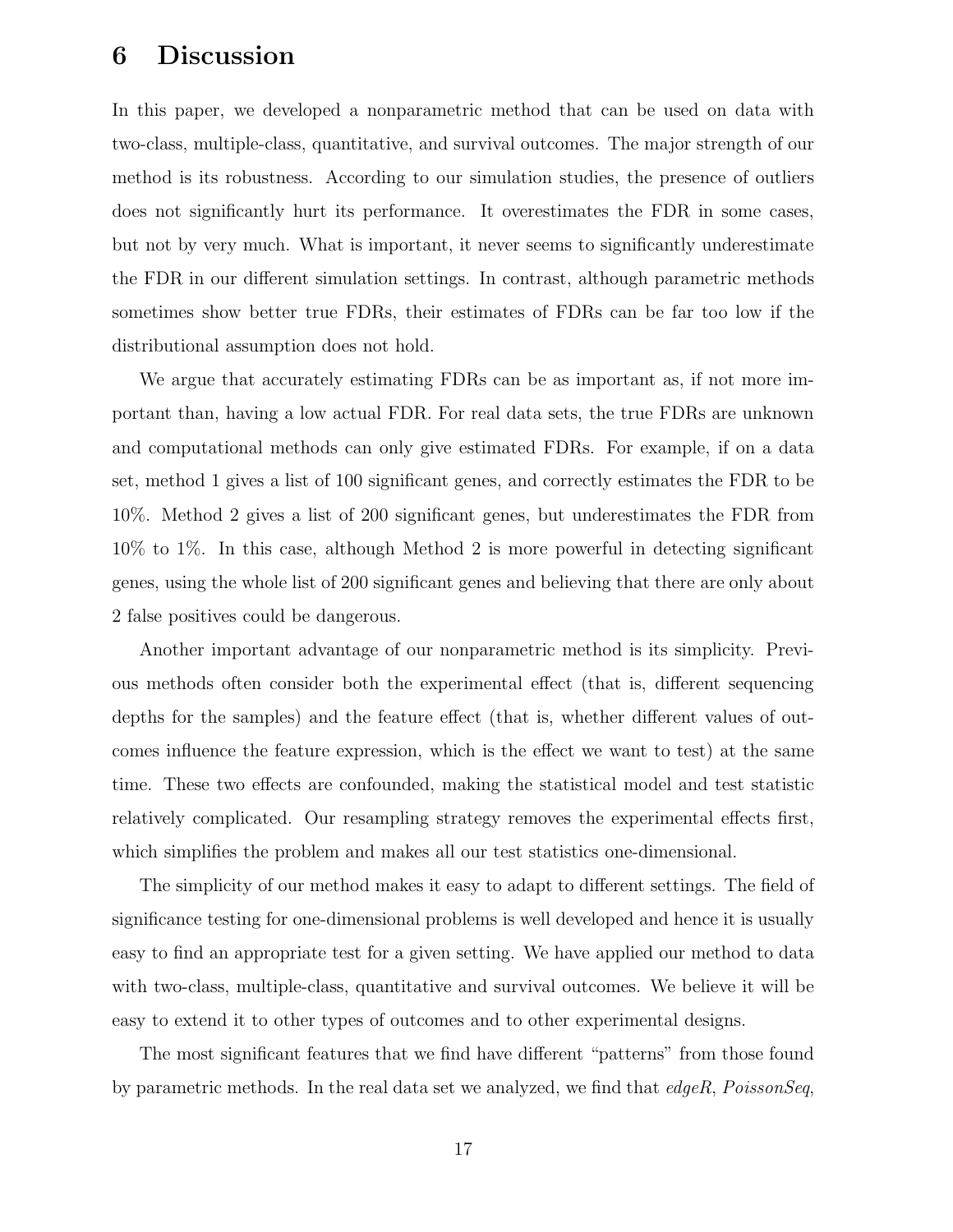# 6 Discussion

In this paper, we developed a nonparametric method that can be used on data with two-class, multiple-class, quantitative, and survival outcomes. The major strength of our method is its robustness. According to our simulation studies, the presence of outliers does not significantly hurt its performance. It overestimates the FDR in some cases, but not by very much. What is important, it never seems to significantly underestimate the FDR in our different simulation settings. In contrast, although parametric methods sometimes show better true FDRs, their estimates of FDRs can be far too low if the distributional assumption does not hold.

We argue that accurately estimating FDRs can be as important as, if not more important than, having a low actual FDR. For real data sets, the true FDRs are unknown and computational methods can only give estimated FDRs. For example, if on a data set, method 1 gives a list of 100 significant genes, and correctly estimates the FDR to be 10%. Method 2 gives a list of 200 significant genes, but underestimates the FDR from 10% to 1%. In this case, although Method 2 is more powerful in detecting significant genes, using the whole list of 200 significant genes and believing that there are only about 2 false positives could be dangerous.

Another important advantage of our nonparametric method is its simplicity. Previous methods often consider both the experimental effect (that is, different sequencing depths for the samples) and the feature effect (that is, whether different values of outcomes influence the feature expression, which is the effect we want to test) at the same time. These two effects are confounded, making the statistical model and test statistic relatively complicated. Our resampling strategy removes the experimental effects first, which simplifies the problem and makes all our test statistics one-dimensional.

The simplicity of our method makes it easy to adapt to different settings. The field of significance testing for one-dimensional problems is well developed and hence it is usually easy to find an appropriate test for a given setting. We have applied our method to data with two-class, multiple-class, quantitative and survival outcomes. We believe it will be easy to extend it to other types of outcomes and to other experimental designs.

The most significant features that we find have different "patterns" from those found by parametric methods. In the real data set we analyzed, we find that *edgeR*, *PoissonSeq*,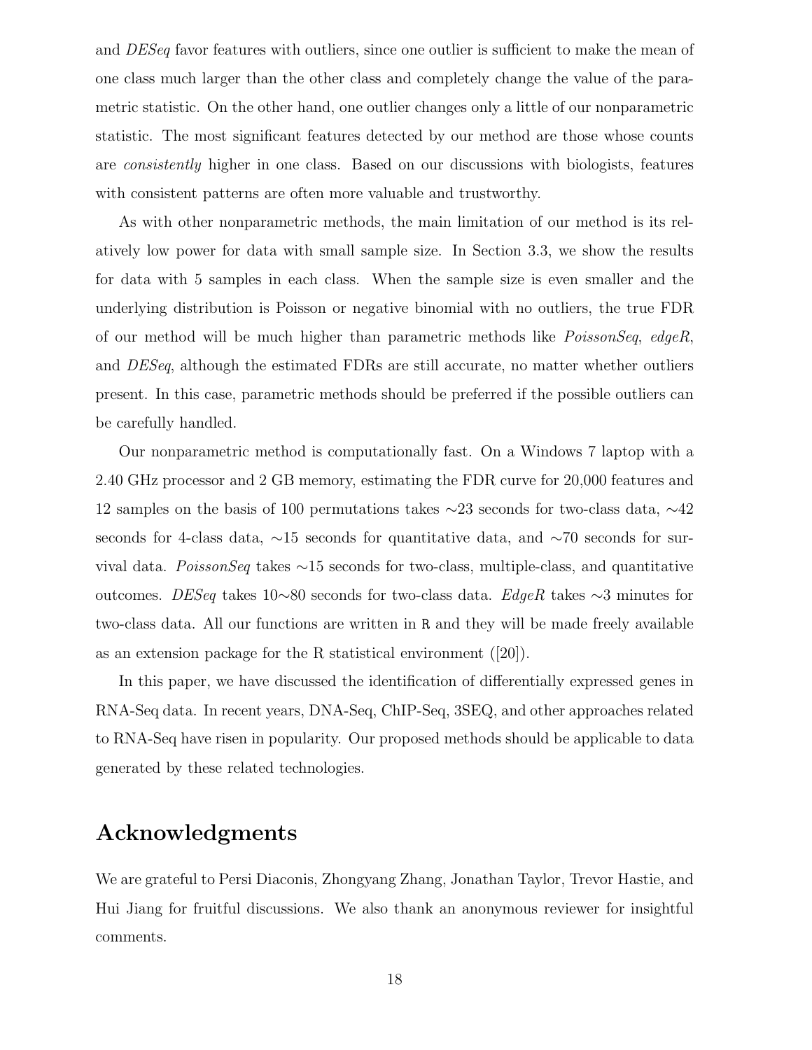and *DESeq* favor features with outliers, since one outlier is sufficient to make the mean of one class much larger than the other class and completely change the value of the parametric statistic. On the other hand, one outlier changes only a little of our nonparametric statistic. The most significant features detected by our method are those whose counts are *consistently* higher in one class. Based on our discussions with biologists, features with consistent patterns are often more valuable and trustworthy.

As with other nonparametric methods, the main limitation of our method is its relatively low power for data with small sample size. In Section 3.3, we show the results for data with 5 samples in each class. When the sample size is even smaller and the underlying distribution is Poisson or negative binomial with no outliers, the true FDR of our method will be much higher than parametric methods like *PoissonSeq*, *edgeR*, and *DESeq*, although the estimated FDRs are still accurate, no matter whether outliers present. In this case, parametric methods should be preferred if the possible outliers can be carefully handled.

Our nonparametric method is computationally fast. On a Windows 7 laptop with a 2.40 GHz processor and 2 GB memory, estimating the FDR curve for 20,000 features and 12 samples on the basis of 100 permutations takes ∼23 seconds for two-class data, ∼42 seconds for 4-class data, ∼15 seconds for quantitative data, and ∼70 seconds for survival data. *PoissonSeq* takes ∼15 seconds for two-class, multiple-class, and quantitative outcomes. *DESeq* takes 10∼80 seconds for two-class data. *EdgeR* takes ∼3 minutes for two-class data. All our functions are written in `R` and they will be made freely available as an extension package for the R statistical environment ([20]).

In this paper, we have discussed the identification of differentially expressed genes in RNA-Seq data. In recent years, DNA-Seq, ChIP-Seq, 3SEQ, and other approaches related to RNA-Seq have risen in popularity. Our proposed methods should be applicable to data generated by these related technologies.

## Acknowledgments

We are grateful to Persi Diaconis, Zhongyang Zhang, Jonathan Taylor, Trevor Hastie, and Hui Jiang for fruitful discussions. We also thank an anonymous reviewer for insightful comments.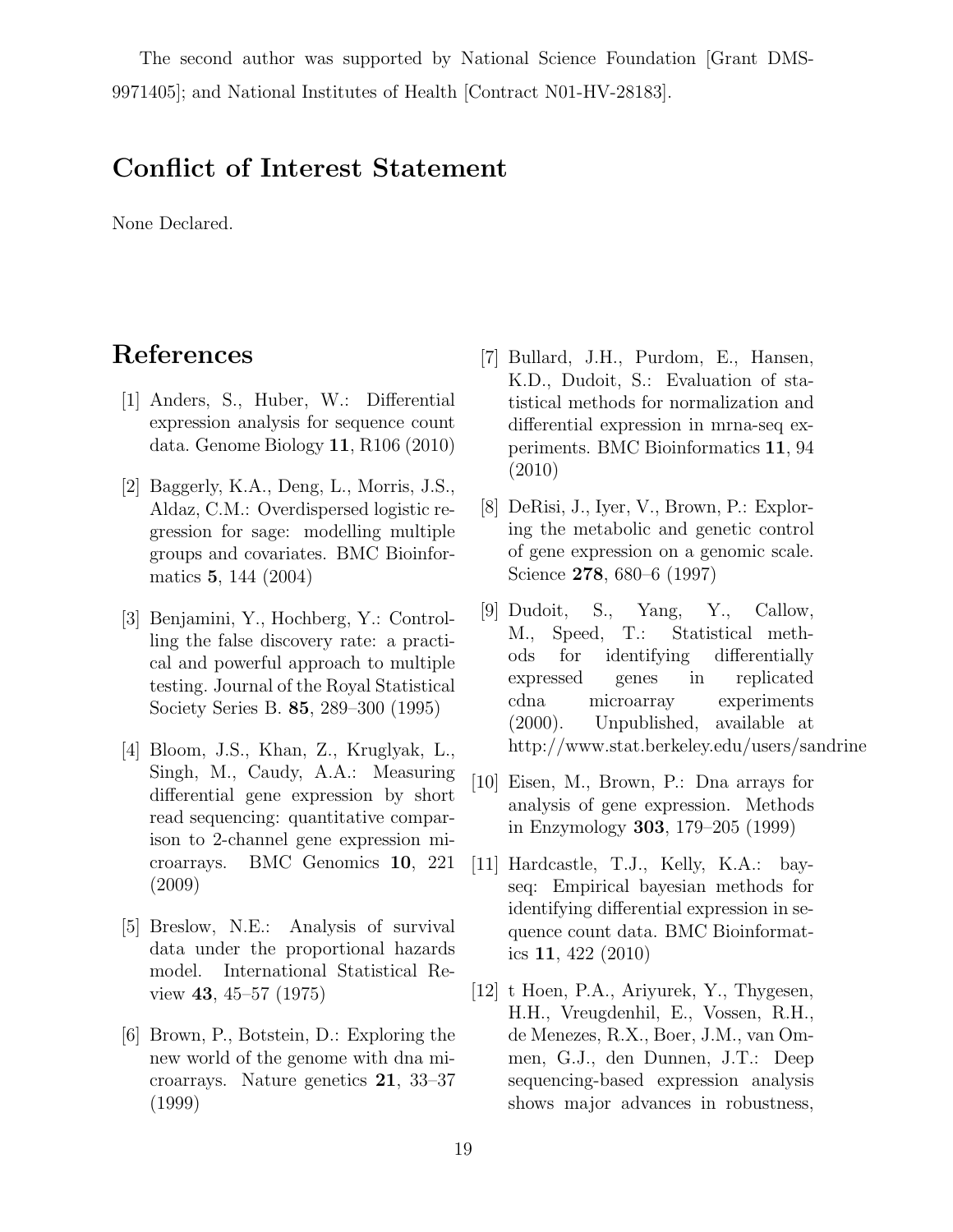The second author was supported by National Science Foundation [Grant DMS-9971405]; and National Institutes of Health [Contract N01-HV-28183].

## Conflict of Interest Statement

None Declared.

## References

[1] Anders, S., Huber, W.: Differential expression analysis for sequence count data. Genome Biology **11**, R106 (2010)

[2] Baggerly, K.A., Deng, L., Morris, J.S., Aldaz, C.M.: Overdispersed logistic regression for sage: modelling multiple groups and covariates. BMC Bioinformatics **5**, 144 (2004)

[3] Benjamini, Y., Hochberg, Y.: Controlling the false discovery rate: a practical and powerful approach to multiple testing. Journal of the Royal Statistical Society Series B. **85**, 289–300 (1995)

[4] Bloom, J.S., Khan, Z., Kruglyak, L., Singh, M., Caudy, A.A.: Measuring differential gene expression by short read sequencing: quantitative comparison to 2-channel gene expression microarrays. BMC Genomics **10**, 221 (2009)

[5] Breslow, N.E.: Analysis of survival data under the proportional hazards model. International Statistical Review **43**, 45–57 (1975)

[6] Brown, P., Botstein, D.: Exploring the new world of the genome with dna microarrays. Nature genetics **21**, 33–37 (1999)

[7] Bullard, J.H., Purdom, E., Hansen, K.D., Dudoit, S.: Evaluation of statistical methods for normalization and differential expression in mrna-seq experiments. BMC Bioinformatics **11**, 94 (2010)

[8] DeRisi, J., Iyer, V., Brown, P.: Exploring the metabolic and genetic control of gene expression on a genomic scale. Science **278**, 680–6 (1997)

[9] Dudoit, S., Yang, Y., Callow, M., Speed, T.: Statistical methods for identifying differentially expressed genes in replicated cdna microarray experiments (2000). Unpublished, available at http://www.stat.berkeley.edu/users/sandrine

[10] Eisen, M., Brown, P.: Dna arrays for analysis of gene expression. Methods in Enzymology **303**, 179–205 (1999)

[11] Hardcastle, T.J., Kelly, K.A.: bayseq: Empirical bayesian methods for identifying differential expression in sequence count data. BMC Bioinformatics **11**, 422 (2010)

[12] t Hoen, P.A., Ariyurek, Y., Thygesen, H.H., Vreugdenhil, E., Vossen, R.H., de Menezes, R.X., Boer, J.M., van Ommen, G.J., den Dunnen, J.T.: Deep sequencing-based expression analysis shows major advances in robustness,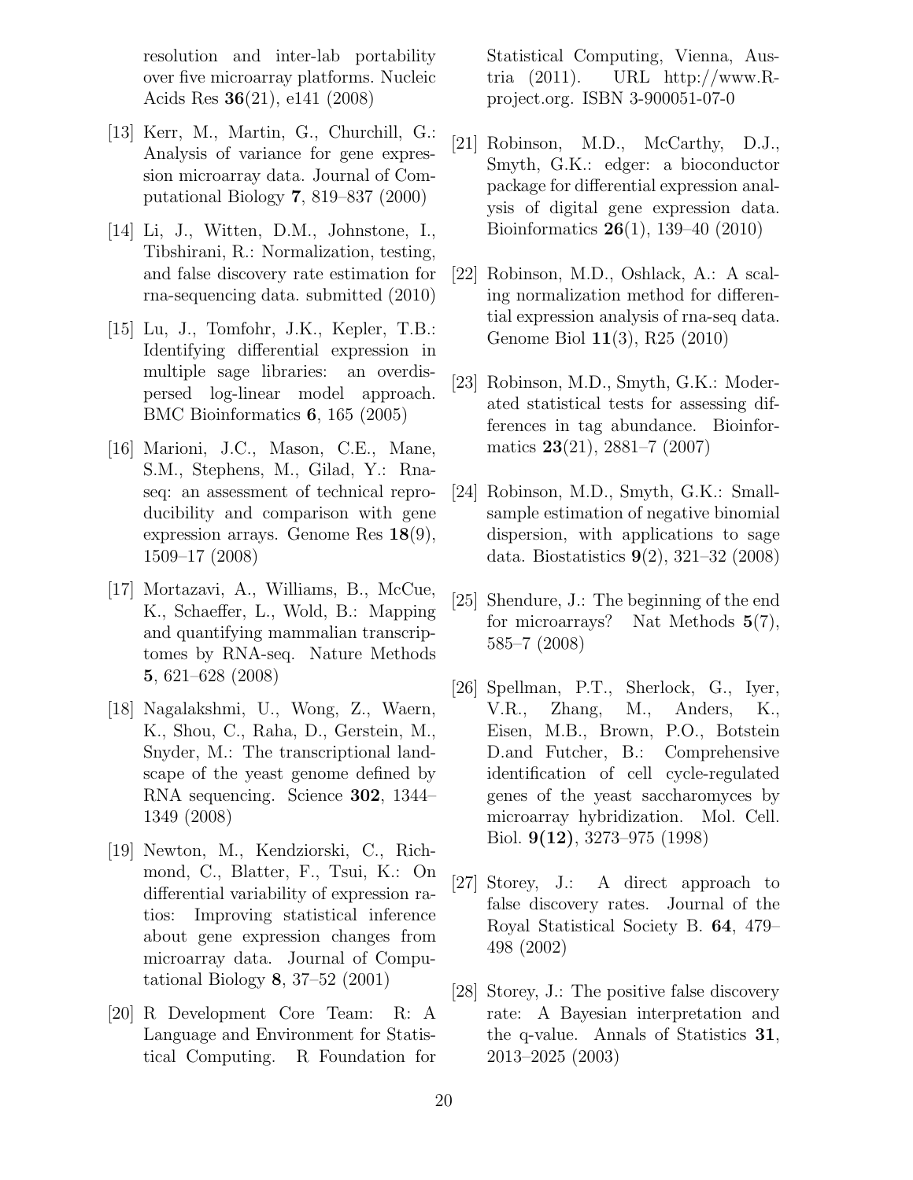resolution and inter-lab portability over five microarray platforms. Nucleic Acids Res **36**(21), e141 (2008)

[13] Kerr, M., Martin, G., Churchill, G.: Analysis of variance for gene expression microarray data. Journal of Computational Biology **7**, 819–837 (2000)

[14] Li, J., Witten, D.M., Johnstone, I., Tibshirani, R.: Normalization, testing, and false discovery rate estimation for rna-sequencing data. submitted (2010)

[15] Lu, J., Tomfohr, J.K., Kepler, T.B.: Identifying differential expression in multiple sage libraries: an overdispersed log-linear model approach. BMC Bioinformatics **6**, 165 (2005)

[16] Marioni, J.C., Mason, C.E., Mane, S.M., Stephens, M., Gilad, Y.: Rna-seq: an assessment of technical reproducibility and comparison with gene expression arrays. Genome Res **18**(9), 1509–17 (2008)

[17] Mortazavi, A., Williams, B., McCue, K., Schaeffer, L., Wold, B.: Mapping and quantifying mammalian transcriptomes by RNA-seq. Nature Methods **5**, 621–628 (2008)

[18] Nagalakshmi, U., Wong, Z., Waern, K., Shou, C., Raha, D., Gerstein, M., Snyder, M.: The transcriptional landscape of the yeast genome defined by RNA sequencing. Science **302**, 1344–1349 (2008)

[19] Newton, M., Kendziorski, C., Richmond, C., Blatter, F., Tsui, K.: On differential variability of expression ratios: Improving statistical inference about gene expression changes from microarray data. Journal of Computational Biology **8**, 37–52 (2001)

[20] R Development Core Team: R: A Language and Environment for Statistical Computing. R Foundation for Statistical Computing, Vienna, Austria (2011). URL http://www.R-project.org. ISBN 3-900051-07-0

[21] Robinson, M.D., McCarthy, D.J., Smyth, G.K.: edger: a bioconductor package for differential expression analysis of digital gene expression data. Bioinformatics **26**(1), 139–40 (2010)

[22] Robinson, M.D., Oshlack, A.: A scaling normalization method for differential expression analysis of rna-seq data. Genome Biol **11**(3), R25 (2010)

[23] Robinson, M.D., Smyth, G.K.: Moderated statistical tests for assessing differences in tag abundance. Bioinformatics **23**(21), 2881–7 (2007)

[24] Robinson, M.D., Smyth, G.K.: Small-sample estimation of negative binomial dispersion, with applications to sage data. Biostatistics **9**(2), 321–32 (2008)

[25] Shendure, J.: The beginning of the end for microarrays? Nat Methods **5**(7), 585–7 (2008)

[26] Spellman, P.T., Sherlock, G., Iyer, V.R., Zhang, M., Anders, K., Eisen, M.B., Brown, P.O., Botstein D.and Futcher, B.: Comprehensive identification of cell cycle-regulated genes of the yeast saccharomyces by microarray hybridization. Mol. Cell. Biol. **9(12)**, 3273–975 (1998)

[27] Storey, J.: A direct approach to false discovery rates. Journal of the Royal Statistical Society B. **64**, 479–498 (2002)

[28] Storey, J.: The positive false discovery rate: A Bayesian interpretation and the q-value. Annals of Statistics **31**, 2013–2025 (2003)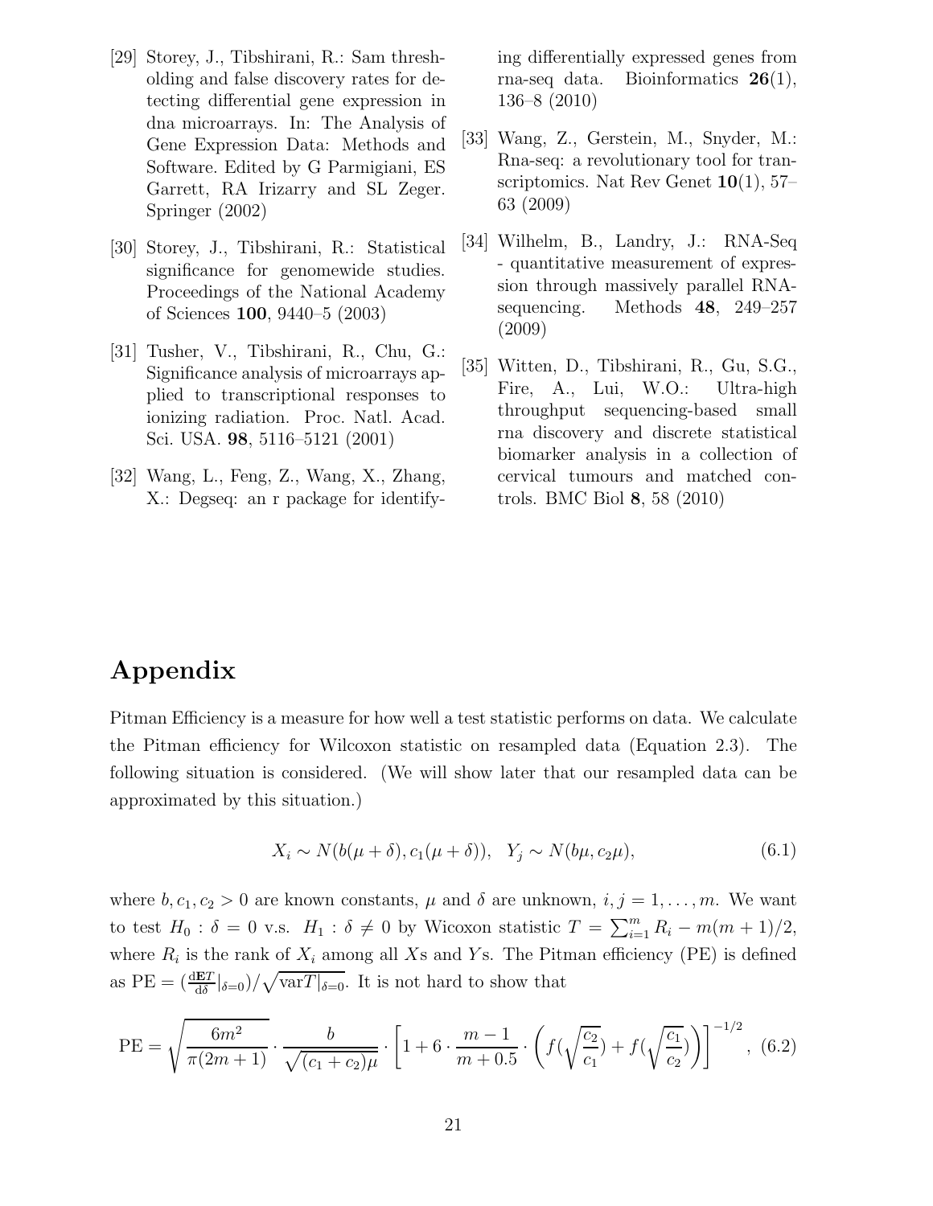[29] Storey, J., Tibshirani, R.: Sam thresholding and false discovery rates for detecting differential gene expression in dna microarrays. In: The Analysis of Gene Expression Data: Methods and Software. Edited by G Parmigiani, ES Garrett, RA Irizarry and SL Zeger. Springer (2002)

[30] Storey, J., Tibshirani, R.: Statistical significance for genomewide studies. Proceedings of the National Academy of Sciences **100**, 9440–5 (2003)

[31] Tusher, V., Tibshirani, R., Chu, G.: Significance analysis of microarrays applied to transcriptional responses to ionizing radiation. Proc. Natl. Acad. Sci. USA. **98**, 5116–5121 (2001)

[32] Wang, L., Feng, Z., Wang, X., Zhang, X.: Degseq: an r package for identifying differentially expressed genes from rna-seq data. Bioinformatics **26**(1), 136–8 (2010)

[33] Wang, Z., Gerstein, M., Snyder, M.: Rna-seq: a revolutionary tool for transcriptomics. Nat Rev Genet **10**(1), 57–63 (2009)

[34] Wilhelm, B., Landry, J.: RNA-Seq - quantitative measurement of expression through massively parallel RNA-sequencing. Methods **48**, 249–257 (2009)

[35] Witten, D., Tibshirani, R., Gu, S.G., Fire, A., Lui, W.O.: Ultra-high throughput sequencing-based small rna discovery and discrete statistical biomarker analysis in a collection of cervical tumours and matched controls. BMC Biol **8**, 58 (2010)

# Appendix

Pitman Efficiency is a measure for how well a test statistic performs on data. We calculate the Pitman efficiency for Wilcoxon statistic on resampled data (Equation 2.3). The following situation is considered. (We will show later that our resampled data can be approximated by this situation.)

$$X_i \sim N(b(\mu+\delta), c_1(\mu+\delta)), \quad Y_j \sim N(b\mu, c_2\mu), \tag{6.1}$$

where $b, c_1, c_2 > 0$ are known constants, $\mu$ and $\delta$ are unknown, $i, j = 1, \ldots, m$. We want to test $H_0 : \delta = 0$ v.s. $H_1 : \delta \neq 0$ by Wicoxon statistic $T = \sum_{i=1}^{m} R_i - m(m+1)/2$, where $R_i$ is the rank of $X_i$ among all $X$s and $Y$s. The Pitman efficiency (PE) is defined as $\text{PE} = (\frac{\mathrm{d}\mathbf{E}T}{\mathrm{d}\delta}|_{\delta=0})/\sqrt{\text{var}T|_{\delta=0}}$. It is not hard to show that

$$\text{PE} = \sqrt{\frac{6m^2}{\pi(2m+1)}} \cdot \frac{b}{\sqrt{(c_1+c_2)\mu}} \cdot \left[1 + 6 \cdot \frac{m-1}{m+0.5} \cdot \left(f(\sqrt{\frac{c_2}{c_1}}) + f(\sqrt{\frac{c_1}{c_2}})\right)\right]^{-1/2}, \tag{6.2}$$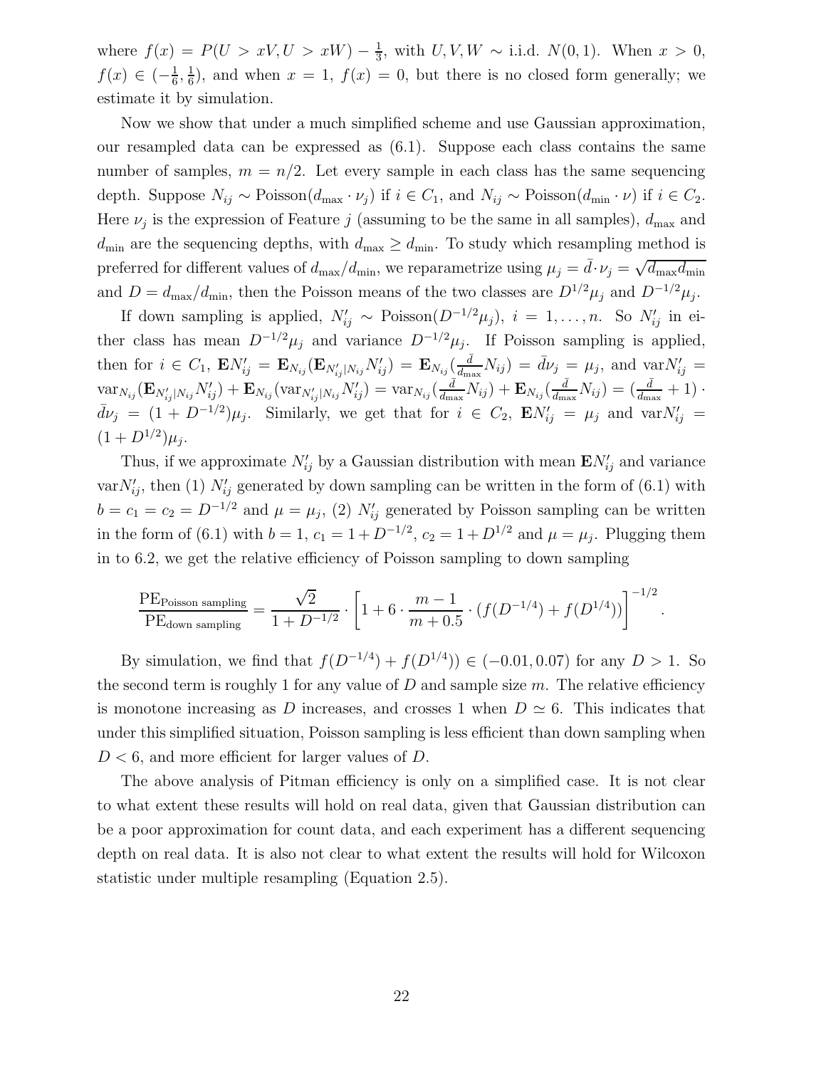where $f(x) = P(U > xV, U > xW) - \frac{1}{3}$, with $U, V, W \sim$ i.i.d. $N(0,1)$. When $x > 0$, $f(x) \in (-\frac{1}{6}, \frac{1}{6})$, and when $x = 1$, $f(x) = 0$, but there is no closed form generally; we estimate it by simulation.

Now we show that under a much simplified scheme and use Gaussian approximation, our resampled data can be expressed as (6.1). Suppose each class contains the same number of samples, $m = n/2$. Let every sample in each class has the same sequencing depth. Suppose $N_{ij} \sim \text{Poisson}(d_{\max} \cdot \nu_j)$ if $i \in C_1$, and $N_{ij} \sim \text{Poisson}(d_{\min} \cdot \nu)$ if $i \in C_2$. Here $\nu_j$ is the expression of Feature $j$ (assuming to be the same in all samples), $d_{\max}$ and $d_{\min}$ are the sequencing depths, with $d_{\max} \geq d_{\min}$. To study which resampling method is preferred for different values of $d_{\max}/d_{\min}$, we reparametrize using $\mu_j = \bar{d} \cdot \nu_j = \sqrt{d_{\max} d_{\min}}$ and $D = d_{\max}/d_{\min}$, then the Poisson means of the two classes are $D^{1/2}\mu_j$ and $D^{-1/2}\mu_j$.

If down sampling is applied, $N'_{ij} \sim \text{Poisson}(D^{-1/2}\mu_j)$, $i = 1, \ldots, n$. So $N'_{ij}$ in either class has mean $D^{-1/2}\mu_j$ and variance $D^{-1/2}\mu_j$. If Poisson sampling is applied, then for $i \in C_1$, $\mathbf{E}N'_{ij} = \mathbf{E}_{N_{ij}}(\mathbf{E}_{N'_{ij}|N_{ij}} N'_{ij}) = \mathbf{E}_{N_{ij}}(\frac{\bar{d}}{d_{\max}} N_{ij}) = \bar{d}\nu_j = \mu_j$, and $\text{var}N'_{ij} = \text{var}_{N_{ij}}(\mathbf{E}_{N'_{ij}|N_{ij}} N'_{ij}) + \mathbf{E}_{N_{ij}}(\text{var}_{N'_{ij}|N_{ij}} N'_{ij}) = \text{var}_{N_{ij}}(\frac{\bar{d}}{d_{\max}} N_{ij}) + \mathbf{E}_{N_{ij}}(\frac{\bar{d}}{d_{\max}} N_{ij}) = (\frac{\bar{d}}{d_{\max}} + 1) \cdot \bar{d}\nu_j = (1 + D^{-1/2})\mu_j$. Similarly, we get that for $i \in C_2$, $\mathbf{E}N'_{ij} = \mu_j$ and $\text{var}N'_{ij} = (1 + D^{1/2})\mu_j$.

Thus, if we approximate $N'_{ij}$ by a Gaussian distribution with mean $\mathbf{E}N'_{ij}$ and variance $\text{var}N'_{ij}$, then (1) $N'_{ij}$ generated by down sampling can be written in the form of (6.1) with $b = c_1 = c_2 = D^{-1/2}$ and $\mu = \mu_j$, (2) $N'_{ij}$ generated by Poisson sampling can be written in the form of (6.1) with $b = 1$, $c_1 = 1 + D^{-1/2}$, $c_2 = 1 + D^{1/2}$ and $\mu = \mu_j$. Plugging them in to 6.2, we get the relative efficiency of Poisson sampling to down sampling

$$\frac{\text{PE}_{\text{Poisson sampling}}}{\text{PE}_{\text{down sampling}}} = \frac{\sqrt{2}}{1 + D^{-1/2}} \cdot \left[1 + 6 \cdot \frac{m-1}{m+0.5} \cdot (f(D^{-1/4}) + f(D^{1/4}))\right]^{-1/2}.$$

By simulation, we find that $f(D^{-1/4}) + f(D^{1/4})) \in (-0.01, 0.07)$ for any $D > 1$. So the second term is roughly 1 for any value of $D$ and sample size $m$. The relative efficiency is monotone increasing as $D$ increases, and crosses 1 when $D \simeq 6$. This indicates that under this simplified situation, Poisson sampling is less efficient than down sampling when $D < 6$, and more efficient for larger values of $D$.

The above analysis of Pitman efficiency is only on a simplified case. It is not clear to what extent these results will hold on real data, given that Gaussian distribution can be a poor approximation for count data, and each experiment has a different sequencing depth on real data. It is also not clear to what extent the results will hold for Wilcoxon statistic under multiple resampling (Equation 2.5).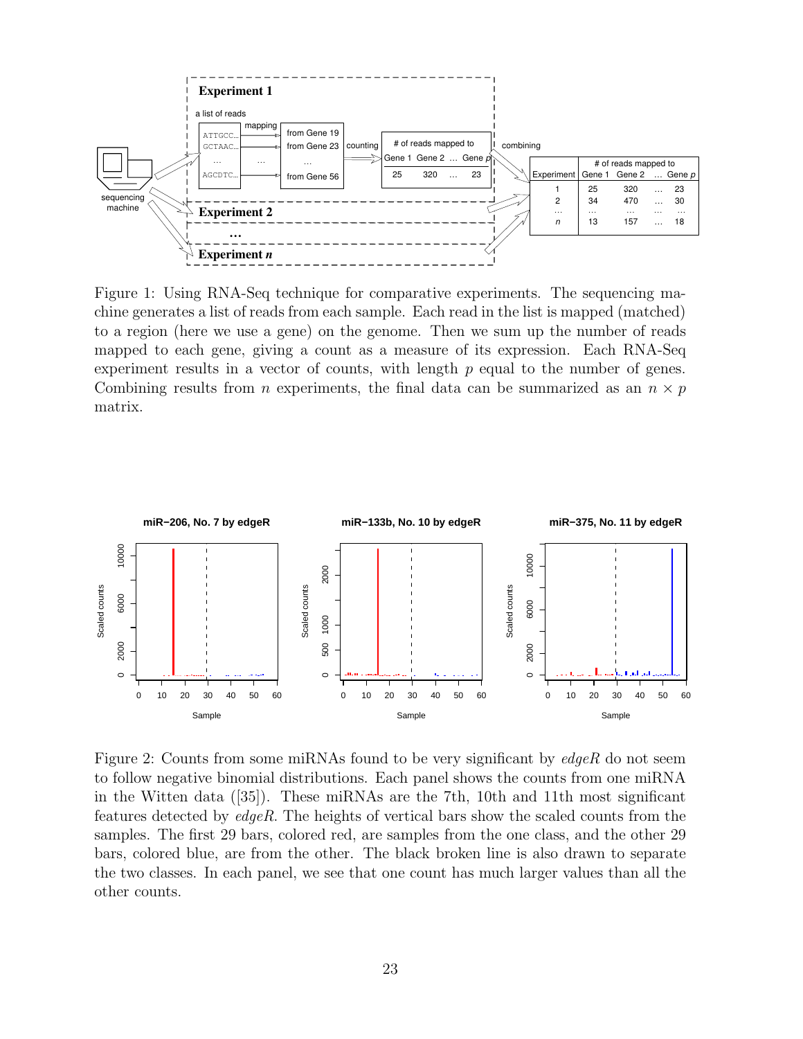Figure 1: Using RNA-Seq technique for comparative experiments. The sequencing machine generates a list of reads from each sample. Each read in the list is mapped (matched) to a region (here we use a gene) on the genome. Then we sum up the number of reads mapped to each gene, giving a count as a measure of its expression. Each RNA-Seq experiment results in a vector of counts, with length $p$ equal to the number of genes. Combining results from $n$ experiments, the final data can be summarized as an $n \times p$ matrix.

Figure 2: Counts from some miRNAs found to be very significant by *edgeR* do not seem to follow negative binomial distributions. Each panel shows the counts from one miRNA in the Witten data ([35]). These miRNAs are the 7th, 10th and 11th most significant features detected by *edgeR*. The heights of vertical bars show the scaled counts from the samples. The first 29 bars, colored red, are samples from the one class, and the other 29 bars, colored blue, are from the other. The black broken line is also drawn to separate the two classes. In each panel, we see that one count has much larger values than all the other counts.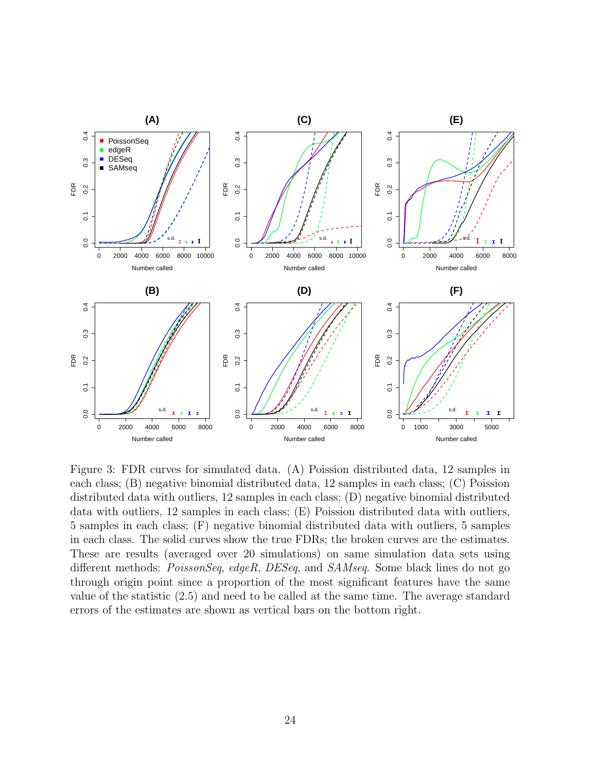Figure 3: FDR curves for simulated data. (A) Poission distributed data, 12 samples in each class; (B) negative binomial distributed data, 12 samples in each class; (C) Poission distributed data with outliers, 12 samples in each class; (D) negative binomial distributed data with outliers, 12 samples in each class; (E) Poission distributed data with outliers, 5 samples in each class; (F) negative binomial distributed data with outliers, 5 samples in each class. The solid curves show the true FDRs; the broken curves are the estimates. These are results (averaged over 20 simulations) on same simulation data sets using different methods: *PoissonSeq*, *edgeR*, *DESeq*, and *SAMseq*. Some black lines do not go through origin point since a proportion of the most significant features have the same value of the statistic (2.5) and need to be called at the same time. The average standard errors of the estimates are shown as vertical bars on the bottom right.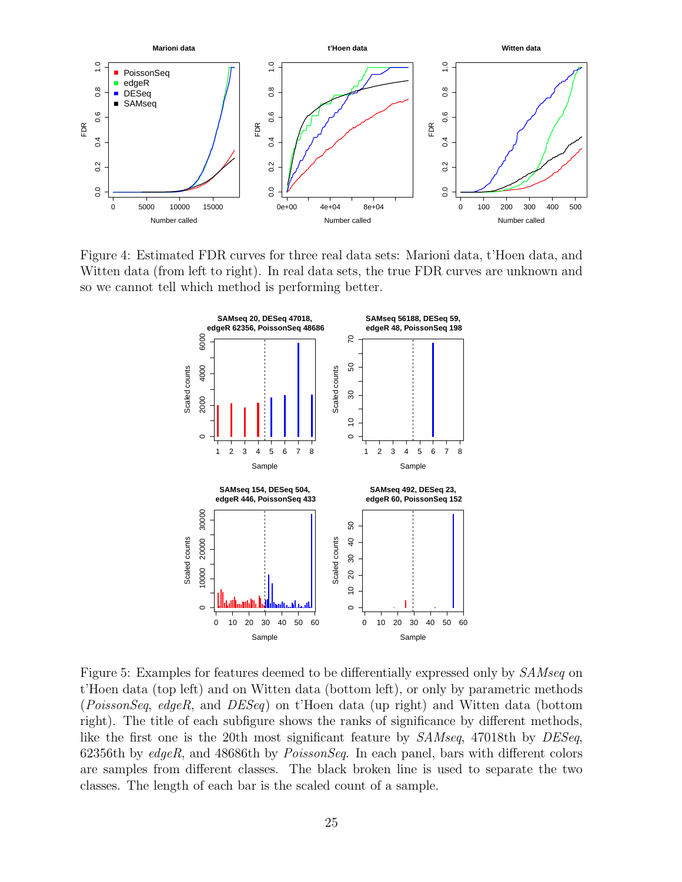Figure 4: Estimated FDR curves for three real data sets: Marioni data, t'Hoen data, and Witten data (from left to right). In real data sets, the true FDR curves are unknown and so we cannot tell which method is performing better.

Figure 5: Examples for features deemed to be differentially expressed only by *SAMseq* on t'Hoen data (top left) and on Witten data (bottom left), or only by parametric methods (*PoissonSeq*, *edgeR*, and *DESeq*) on t'Hoen data (up right) and Witten data (bottom right). The title of each subfigure shows the ranks of significance by different methods, like the first one is the 20th most significant feature by *SAMseq*, 47018th by *DESeq*, 62356th by *edgeR*, and 48686th by *PoissonSeq*. In each panel, bars with different colors are samples from different classes. The black broken line is used to separate the two classes. The length of each bar is the scaled count of a sample.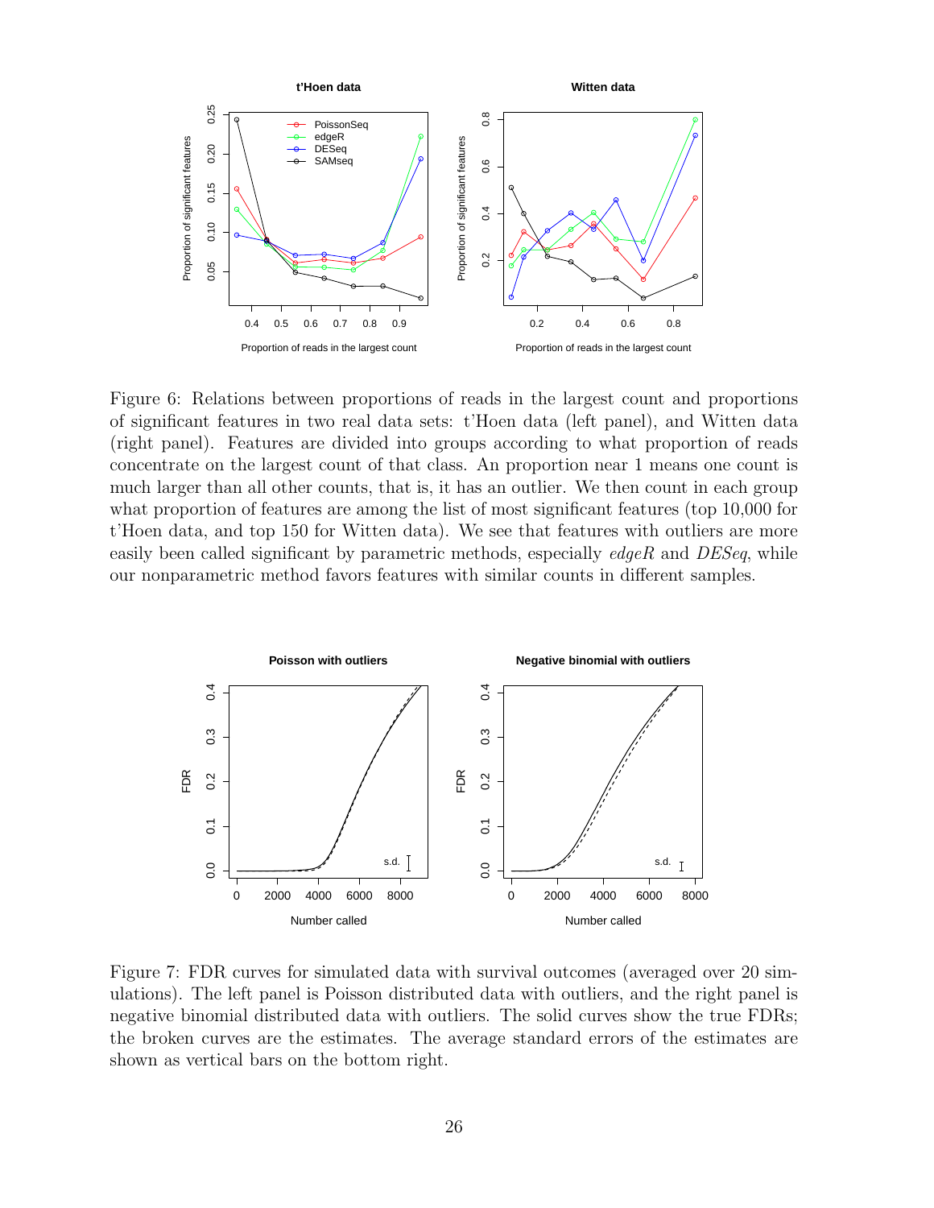t'Hoen data

Proportion of significant features

0.05 0.10 0.15 0.20 0.25

PoissonSeq
edgeR
DESeq
SAMseq

0.4 0.5 0.6 0.7 0.8 0.9

Proportion of reads in the largest count

Witten data

Proportion of significant features

0.2 0.4 0.6 0.8

0.2 0.4 0.6 0.8

Proportion of reads in the largest count

Figure 6: Relations between proportions of reads in the largest count and proportions of significant features in two real data sets: t'Hoen data (left panel), and Witten data (right panel). Features are divided into groups according to what proportion of reads concentrate on the largest count of that class. An proportion near 1 means one count is much larger than all other counts, that is, it has an outlier. We then count in each group what proportion of features are among the list of most significant features (top 10,000 for t'Hoen data, and top 150 for Witten data). We see that features with outliers are more easily been called significant by parametric methods, especially *edgeR* and *DESeq*, while our nonparametric method favors features with similar counts in different samples.

Poisson with outliers

FDR

0.0 0.1 0.2 0.3 0.4

s.d.

0 2000 4000 6000 8000

Number called

Negative binomial with outliers

FDR

0.0 0.1 0.2 0.3 0.4

s.d.

0 2000 4000 6000 8000

Number called

Figure 7: FDR curves for simulated data with survival outcomes (averaged over 20 simulations). The left panel is Poisson distributed data with outliers, and the right panel is negative binomial distributed data with outliers. The solid curves show the true FDRs; the broken curves are the estimates. The average standard errors of the estimates are shown as vertical bars on the bottom right.